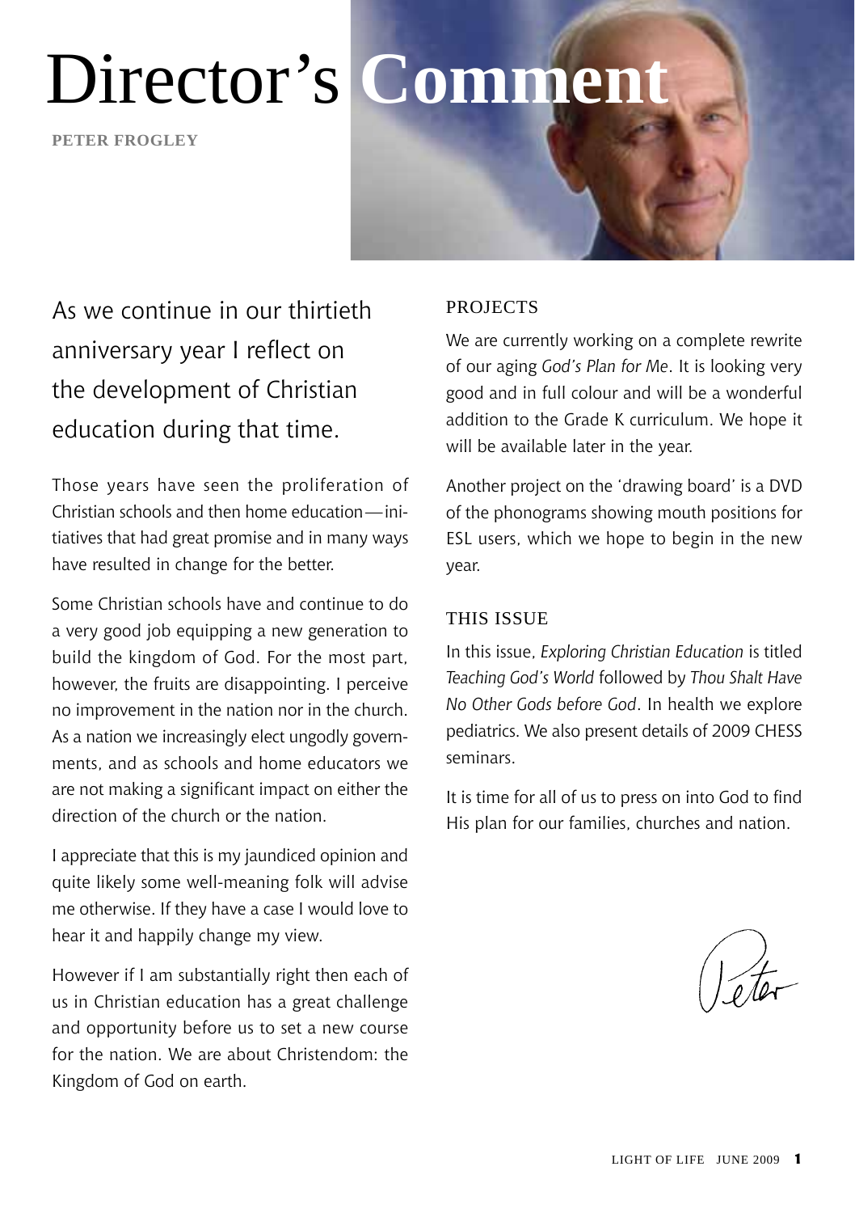# Director's Comment

**PETER FROGLEY**

As we continue in our thirtieth anniversary year I reflect on the development of Christian education during that time.

Those years have seen the proliferation of Christian schools and then home education—initiatives that had great promise and in many ways have resulted in change for the better.

Some Christian schools have and continue to do a very good job equipping a new generation to build the kingdom of God. For the most part, however, the fruits are disappointing. I perceive no improvement in the nation nor in the church. As a nation we increasingly elect ungodly governments, and as schools and home educators we are not making a significant impact on either the direction of the church or the nation.

I appreciate that this is my jaundiced opinion and quite likely some well-meaning folk will advise me otherwise. If they have a case I would love to hear it and happily change my view.

However if I am substantially right then each of us in Christian education has a great challenge and opportunity before us to set a new course for the nation. We are about Christendom: the Kingdom of God on earth.

## PROJECTS

We are currently working on a complete rewrite of our aging *God's Plan for Me*. It is looking very good and in full colour and will be a wonderful addition to the Grade K curriculum. We hope it will be available later in the year.

Another project on the 'drawing board' is a DVD of the phonograms showing mouth positions for ESL users, which we hope to begin in the new year.

## THIS ISSUE

In this issue, *Exploring Christian Education* is titled *Teaching God's World* followed by *Thou Shalt Have No Other Gods before God*. In health we explore pediatrics. We also present details of 2009 CHESS seminars.

It is time for all of us to press on into God to find His plan for our families, churches and nation.

Peter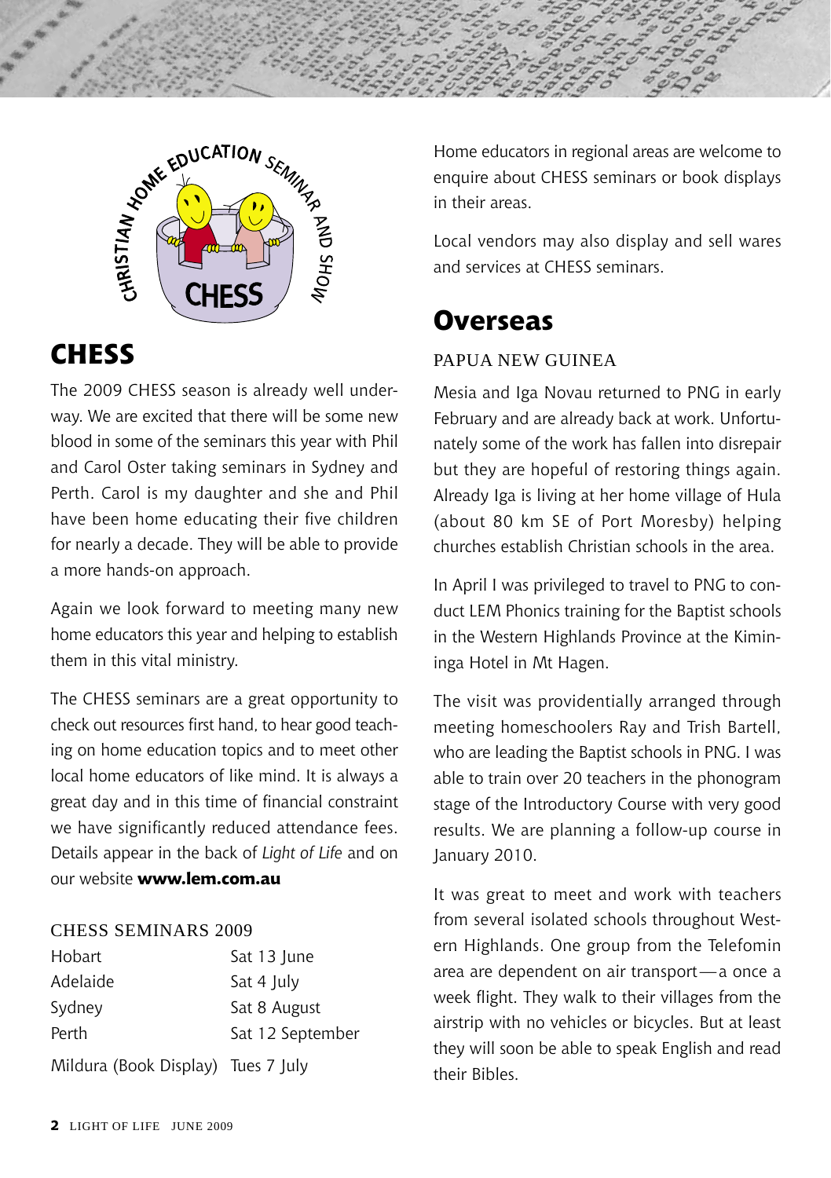## CHESS

The 2009 CHESS season is already well underway. We are excited that there will be some new blood in some of the seminars this year with Phil and Carol Oster taking seminars in Sydney and Perth. Carol is my daughter and she and Phil have been home educating their five children for nearly a decade. They will be able to provide a more hands-on approach.

Again we look forward to meeting many new home educators this year and helping to establish them in this vital ministry.

The CHESS seminars are a great opportunity to check out resources first hand, to hear good teaching on home education topics and to meet other local home educators of like mind. It is always a great day and in this time of financial constraint we have significantly reduced attendance fees. Details appear in the back of *Light of Life* and on our website **www.lem.com.au**

### CHESS SEMINARS 2009

| | |
|---|---|
| Hobart | Sat 13 June |
| Adelaide | Sat 4 July |
| Sydney | Sat 8 August |
| Perth | Sat 12 September |
| Mildura (Book Display) | Tues 7 July |

Home educators in regional areas are welcome to enquire about CHESS seminars or book displays in their areas.

Local vendors may also display and sell wares and services at CHESS seminars.

## Overseas

### PAPUA NEW GUINEA

Mesia and Iga Novau returned to PNG in early February and are already back at work. Unfortunately some of the work has fallen into disrepair but they are hopeful of restoring things again. Already Iga is living at her home village of Hula (about 80 km SE of Port Moresby) helping churches establish Christian schools in the area.

In April I was privileged to travel to PNG to conduct LEM Phonics training for the Baptist schools in the Western Highlands Province at the Kiminiinga Hotel in Mt Hagen.

The visit was providentially arranged through meeting homeschoolers Ray and Trish Bartell, who are leading the Baptist schools in PNG. I was able to train over 20 teachers in the phonogram stage of the Introductory Course with very good results. We are planning a follow-up course in January 2010.

It was great to meet and work with teachers from several isolated schools throughout Western Highlands. One group from the Telefomin area are dependent on air transport—a once a week flight. They walk to their villages from the airstrip with no vehicles or bicycles. But at least they will soon be able to speak English and read their Bibles.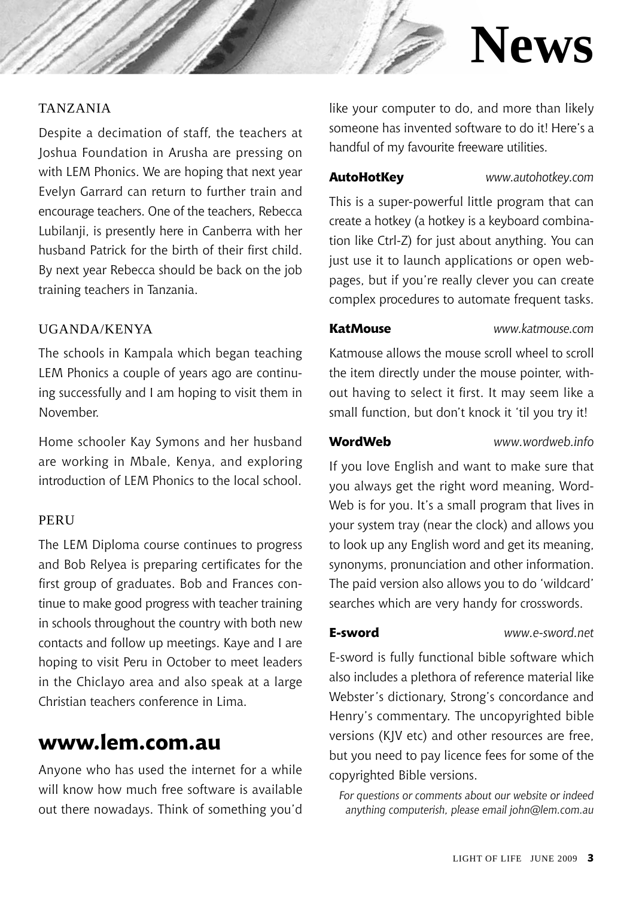# News

### TANZANIA

Despite a decimation of staff, the teachers at Joshua Foundation in Arusha are pressing on with LEM Phonics. We are hoping that next year Evelyn Garrard can return to further train and encourage teachers. One of the teachers, Rebecca Lubilanji, is presently here in Canberra with her husband Patrick for the birth of their first child. By next year Rebecca should be back on the job training teachers in Tanzania.

### UGANDA/KENYA

The schools in Kampala which began teaching LEM Phonics a couple of years ago are continuing successfully and I am hoping to visit them in November.

Home schooler Kay Symons and her husband are working in Mbale, Kenya, and exploring introduction of LEM Phonics to the local school.

### PERU

The LEM Diploma course continues to progress and Bob Relyea is preparing certificates for the first group of graduates. Bob and Frances continue to make good progress with teacher training in schools throughout the country with both new contacts and follow up meetings. Kaye and I are hoping to visit Peru in October to meet leaders in the Chiclayo area and also speak at a large Christian teachers conference in Lima.

## www.lem.com.au

Anyone who has used the internet for a while will know how much free software is available out there nowadays. Think of something you'd like your computer to do, and more than likely someone has invented software to do it! Here's a handful of my favourite freeware utilities.

**AutoHotKey** *www.autohotkey.com*

This is a super-powerful little program that can create a hotkey (a hotkey is a keyboard combination like Ctrl-Z) for just about anything. You can just use it to launch applications or open webpages, but if you're really clever you can create complex procedures to automate frequent tasks.

**KatMouse** *www.katmouse.com*

Katmouse allows the mouse scroll wheel to scroll the item directly under the mouse pointer, without having to select it first. It may seem like a small function, but don't knock it 'til you try it!

**WordWeb** *www.wordweb.info*

If you love English and want to make sure that you always get the right word meaning, WordWeb is for you. It's a small program that lives in your system tray (near the clock) and allows you to look up any English word and get its meaning, synonyms, pronunciation and other information. The paid version also allows you to do 'wildcard' searches which are very handy for crosswords.

**E-sword** *www.e-sword.net*

E-sword is fully functional bible software which also includes a plethora of reference material like Webster's dictionary, Strong's concordance and Henry's commentary. The uncopyrighted bible versions (KJV etc) and other resources are free, but you need to pay licence fees for some of the copyrighted Bible versions.

*For questions or comments about our website or indeed anything computerish, please email john@lem.com.au*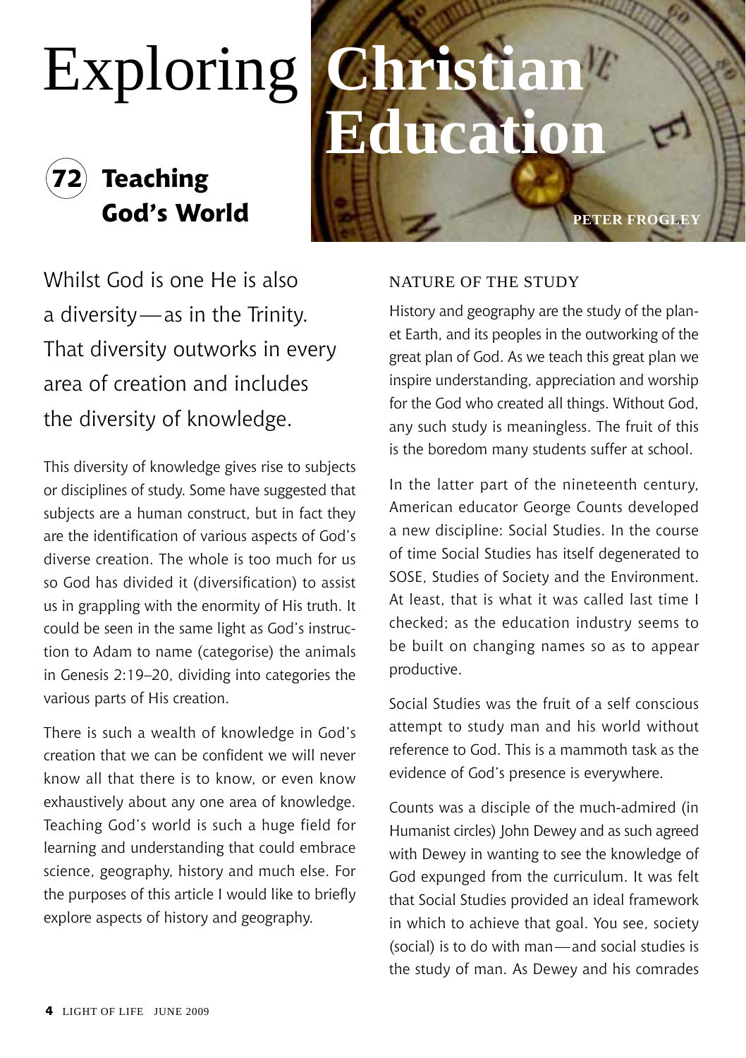# Exploring Christian Education

## 72 Teaching God's World

PETER FROGLEY

Whilst God is one He is also a diversity—as in the Trinity. That diversity outworks in every area of creation and includes the diversity of knowledge.

This diversity of knowledge gives rise to subjects or disciplines of study. Some have suggested that subjects are a human construct, but in fact they are the identification of various aspects of God's diverse creation. The whole is too much for us so God has divided it (diversification) to assist us in grappling with the enormity of His truth. It could be seen in the same light as God's instruction to Adam to name (categorise) the animals in Genesis 2:19–20, dividing into categories the various parts of His creation.

There is such a wealth of knowledge in God's creation that we can be confident we will never know all that there is to know, or even know exhaustively about any one area of knowledge. Teaching God's world is such a huge field for learning and understanding that could embrace science, geography, history and much else. For the purposes of this article I would like to briefly explore aspects of history and geography.

### NATURE OF THE STUDY

History and geography are the study of the planet Earth, and its peoples in the outworking of the great plan of God. As we teach this great plan we inspire understanding, appreciation and worship for the God who created all things. Without God, any such study is meaningless. The fruit of this is the boredom many students suffer at school.

In the latter part of the nineteenth century, American educator George Counts developed a new discipline: Social Studies. In the course of time Social Studies has itself degenerated to SOSE, Studies of Society and the Environment. At least, that is what it was called last time I checked; as the education industry seems to be built on changing names so as to appear productive.

Social Studies was the fruit of a self conscious attempt to study man and his world without reference to God. This is a mammoth task as the evidence of God's presence is everywhere.

Counts was a disciple of the much-admired (in Humanist circles) John Dewey and as such agreed with Dewey in wanting to see the knowledge of God expunged from the curriculum. It was felt that Social Studies provided an ideal framework in which to achieve that goal. You see, society (social) is to do with man—and social studies is the study of man. As Dewey and his comrades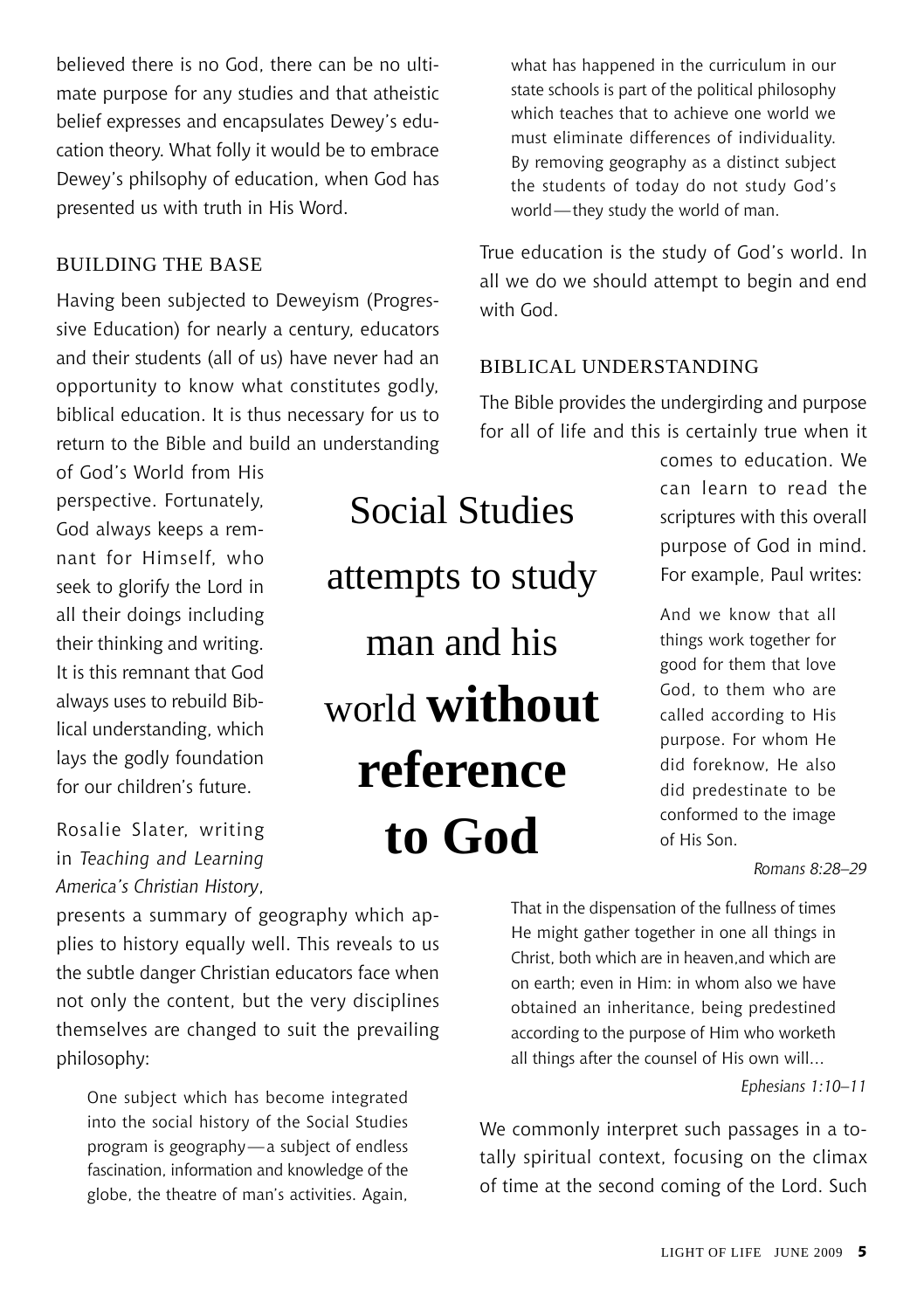believed there is no God, there can be no ultimate purpose for any studies and that atheistic belief expresses and encapsulates Dewey's education theory. What folly it would be to embrace Dewey's philsophy of education, when God has presented us with truth in His Word.

## BUILDING THE BASE

Having been subjected to Deweyism (Progressive Education) for nearly a century, educators and their students (all of us) have never had an opportunity to know what constitutes godly, biblical education. It is thus necessary for us to return to the Bible and build an understanding of God's World from His perspective. Fortunately, God always keeps a remnant for Himself, who seek to glorify the Lord in all their doings including their thinking and writing. It is this remnant that God always uses to rebuild Biblical understanding, which lays the godly foundation for our children's future.

> Social Studies attempts to study man and his world **without reference to God**

Rosalie Slater, writing in *Teaching and Learning America's Christian History*, presents a summary of geography which applies to history equally well. This reveals to us the subtle danger Christian educators face when not only the content, but the very disciplines themselves are changed to suit the prevailing philosophy:

> One subject which has become integrated into the social history of the Social Studies program is geography—a subject of endless fascination, information and knowledge of the globe, the theatre of man's activities. Again, what has happened in the curriculum in our state schools is part of the political philosophy which teaches that to achieve one world we must eliminate differences of individuality. By removing geography as a distinct subject the students of today do not study God's world—they study the world of man.

True education is the study of God's world. In all we do we should attempt to begin and end with God.

## BIBLICAL UNDERSTANDING

The Bible provides the undergirding and purpose for all of life and this is certainly true when it comes to education. We can learn to read the scriptures with this overall purpose of God in mind. For example, Paul writes:

> And we know that all things work together for good for them that love God, to them who are called according to His purpose. For whom He did foreknow, He also did predestinate to be conformed to the image of His Son.
>
> *Romans 8:28–29*

> That in the dispensation of the fullness of times He might gather together in one all things in Christ, both which are in heaven,and which are on earth; even in Him: in whom also we have obtained an inheritance, being predestined according to the purpose of Him who worketh all things after the counsel of His own will...
>
> *Ephesians 1:10–11*

We commonly interpret such passages in a totally spiritual context, focusing on the climax of time at the second coming of the Lord. Such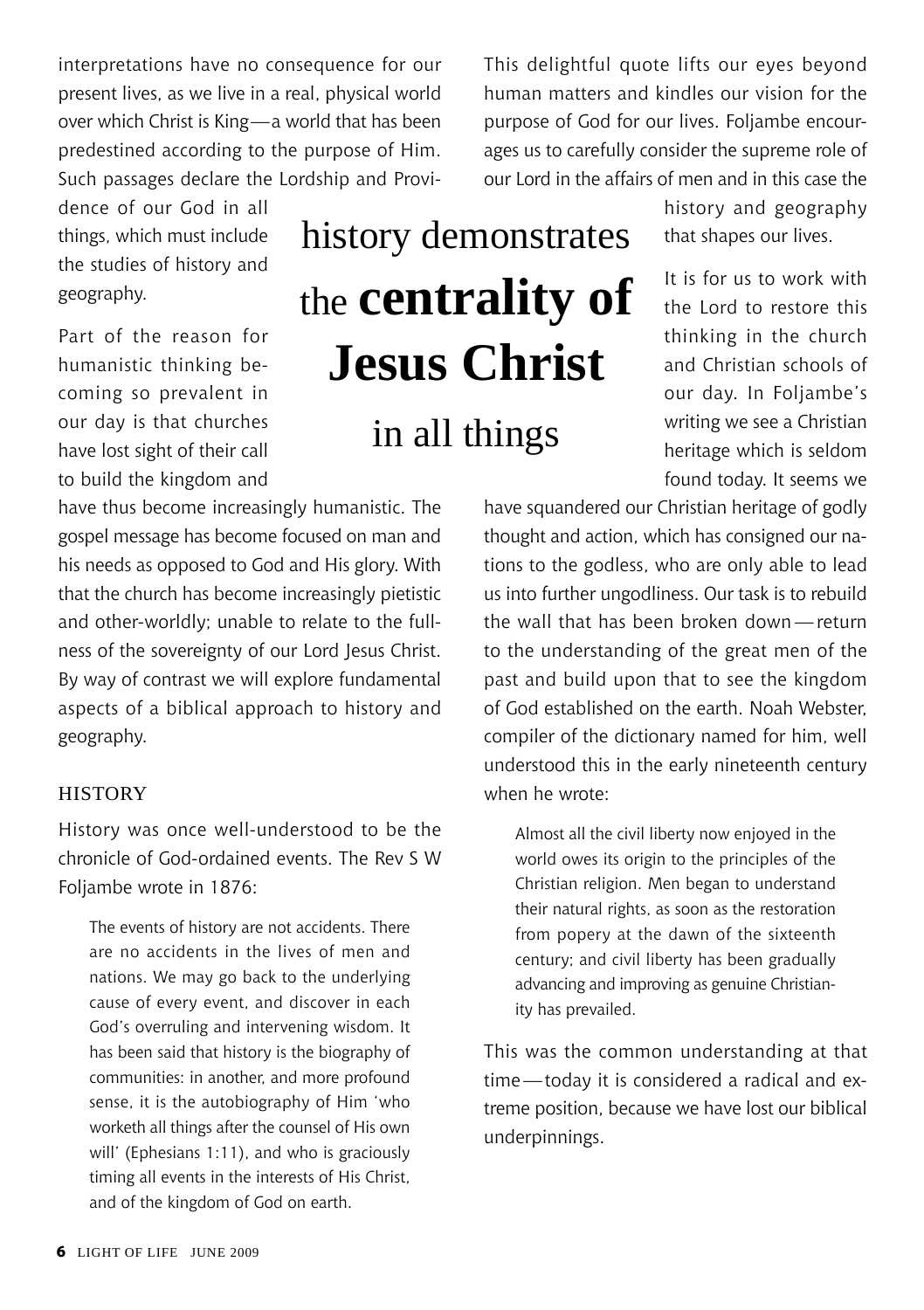interpretations have no consequence for our present lives, as we live in a real, physical world over which Christ is King—a world that has been predestined according to the purpose of Him. Such passages declare the Lordship and Providence of our God in all things, which must include the studies of history and geography.

Part of the reason for humanistic thinking becoming so prevalent in our day is that churches have lost sight of their call to build the kingdom and have thus become increasingly humanistic. The gospel message has become focused on man and his needs as opposed to God and His glory. With that the church has become increasingly pietistic and other-worldly; unable to relate to the fullness of the sovereignty of our Lord Jesus Christ. By way of contrast we will explore fundamental aspects of a biblical approach to history and geography.

> history demonstrates the **centrality of Jesus Christ** in all things

## HISTORY

History was once well-understood to be the chronicle of God-ordained events. The Rev S W Foljambe wrote in 1876:

> The events of history are not accidents. There are no accidents in the lives of men and nations. We may go back to the underlying cause of every event, and discover in each God's overruling and intervening wisdom. It has been said that history is the biography of communities: in another, and more profound sense, it is the autobiography of Him 'who worketh all things after the counsel of His own will' (Ephesians 1:11), and who is graciously timing all events in the interests of His Christ, and of the kingdom of God on earth.

This delightful quote lifts our eyes beyond human matters and kindles our vision for the purpose of God for our lives. Foljambe encourages us to carefully consider the supreme role of our Lord in the affairs of men and in this case the history and geography that shapes our lives.

It is for us to work with the Lord to restore this thinking in the church and Christian schools of our day. In Foljambe's writing we see a Christian heritage which is seldom found today. It seems we have squandered our Christian heritage of godly thought and action, which has consigned our nations to the godless, who are only able to lead us into further ungodliness. Our task is to rebuild the wall that has been broken down—return to the understanding of the great men of the past and build upon that to see the kingdom of God established on the earth. Noah Webster, compiler of the dictionary named for him, well understood this in the early nineteenth century when he wrote:

> Almost all the civil liberty now enjoyed in the world owes its origin to the principles of the Christian religion. Men began to understand their natural rights, as soon as the restoration from popery at the dawn of the sixteenth century; and civil liberty has been gradually advancing and improving as genuine Christianity has prevailed.

This was the common understanding at that time—today it is considered a radical and extreme position, because we have lost our biblical underpinnings.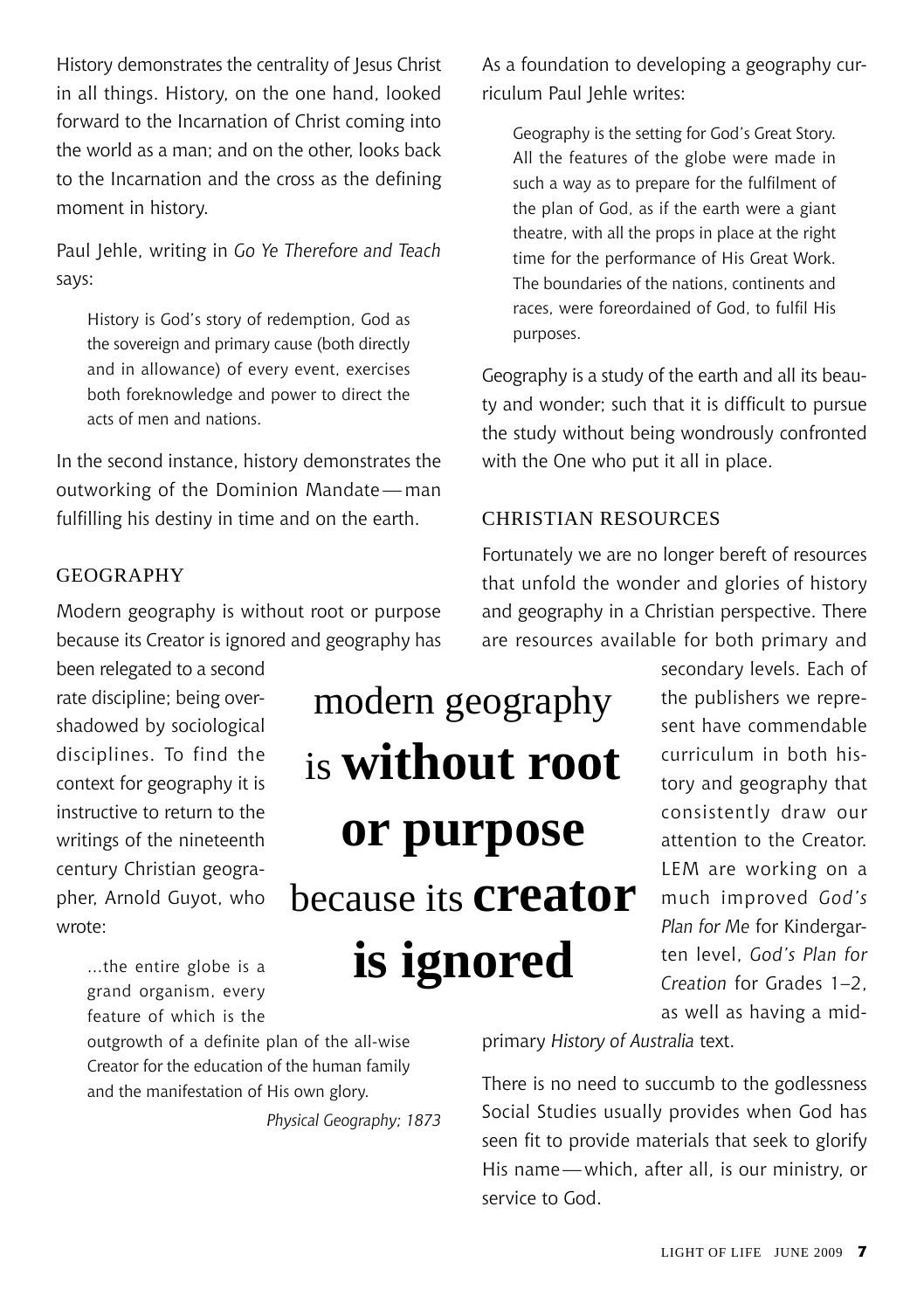History demonstrates the centrality of Jesus Christ in all things. History, on the one hand, looked forward to the Incarnation of Christ coming into the world as a man; and on the other, looks back to the Incarnation and the cross as the defining moment in history.

Paul Jehle, writing in *Go Ye Therefore and Teach* says:

> History is God's story of redemption, God as the sovereign and primary cause (both directly and in allowance) of every event, exercises both foreknowledge and power to direct the acts of men and nations.

In the second instance, history demonstrates the outworking of the Dominion Mandate — man fulfilling his destiny in time and on the earth.

## GEOGRAPHY

Modern geography is without root or purpose because its Creator is ignored and geography has been relegated to a second rate discipline; being overshadowed by sociological disciplines. To find the context for geography it is instructive to return to the writings of the nineteenth century Christian geographer, Arnold Guyot, who wrote:

> ...the entire globe is a grand organism, every feature of which is the outgrowth of a definite plan of the all-wise Creator for the education of the human family and the manifestation of His own glory.
>
> *Physical Geography; 1873*

modern geography is **without root or purpose** because its **creator is ignored**

As a foundation to developing a geography curriculum Paul Jehle writes:

> Geography is the setting for God's Great Story. All the features of the globe were made in such a way as to prepare for the fulfilment of the plan of God, as if the earth were a giant theatre, with all the props in place at the right time for the performance of His Great Work. The boundaries of the nations, continents and races, were foreordained of God, to fulfil His purposes.

Geography is a study of the earth and all its beauty and wonder; such that it is difficult to pursue the study without being wondrously confronted with the One who put it all in place.

## CHRISTIAN RESOURCES

Fortunately we are no longer bereft of resources that unfold the wonder and glories of history and geography in a Christian perspective. There are resources available for both primary and secondary levels. Each of the publishers we represent have commendable curriculum in both history and geography that consistently draw our attention to the Creator. LEM are working on a much improved *God's Plan for Me* for Kindergarten level, *God's Plan for Creation* for Grades 1–2, as well as having a mid-primary *History of Australia* text.

There is no need to succumb to the godlessness Social Studies usually provides when God has seen fit to provide materials that seek to glorify His name — which, after all, is our ministry, or service to God.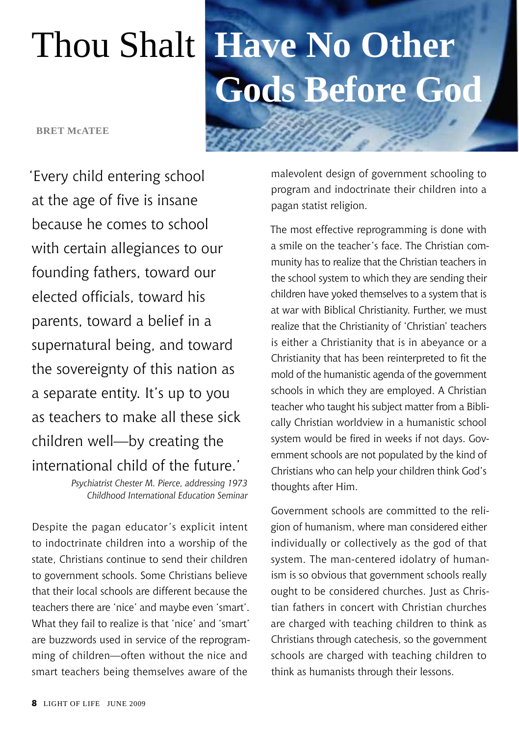# Thou Shalt Have No Other Gods Before God

**BRET McATEE**

'Every child entering school at the age of five is insane because he comes to school with certain allegiances to our founding fathers, toward our elected officials, toward his parents, toward a belief in a supernatural being, and toward the sovereignty of this nation as a separate entity. It's up to you as teachers to make all these sick children well—by creating the international child of the future.'

*Psychiatrist Chester M. Pierce, addressing 1973 Childhood International Education Seminar*

Despite the pagan educator's explicit intent to indoctrinate children into a worship of the state, Christians continue to send their children to government schools. Some Christians believe that their local schools are different because the teachers there are 'nice' and maybe even 'smart'. What they fail to realize is that 'nice' and 'smart' are buzzwords used in service of the reprogramming of children—often without the nice and smart teachers being themselves aware of the malevolent design of government schooling to program and indoctrinate their children into a pagan statist religion.

The most effective reprogramming is done with a smile on the teacher's face. The Christian community has to realize that the Christian teachers in the school system to which they are sending their children have yoked themselves to a system that is at war with Biblical Christianity. Further, we must realize that the Christianity of 'Christian' teachers is either a Christianity that is in abeyance or a Christianity that has been reinterpreted to fit the mold of the humanistic agenda of the government schools in which they are employed. A Christian teacher who taught his subject matter from a Biblically Christian worldview in a humanistic school system would be fired in weeks if not days. Government schools are not populated by the kind of Christians who can help your children think God's thoughts after Him.

Government schools are committed to the religion of humanism, where man considered either individually or collectively as the god of that system. The man-centered idolatry of humanism is so obvious that government schools really ought to be considered churches. Just as Christian fathers in concert with Christian churches are charged with teaching children to think as Christians through catechesis, so the government schools are charged with teaching children to think as humanists through their lessons.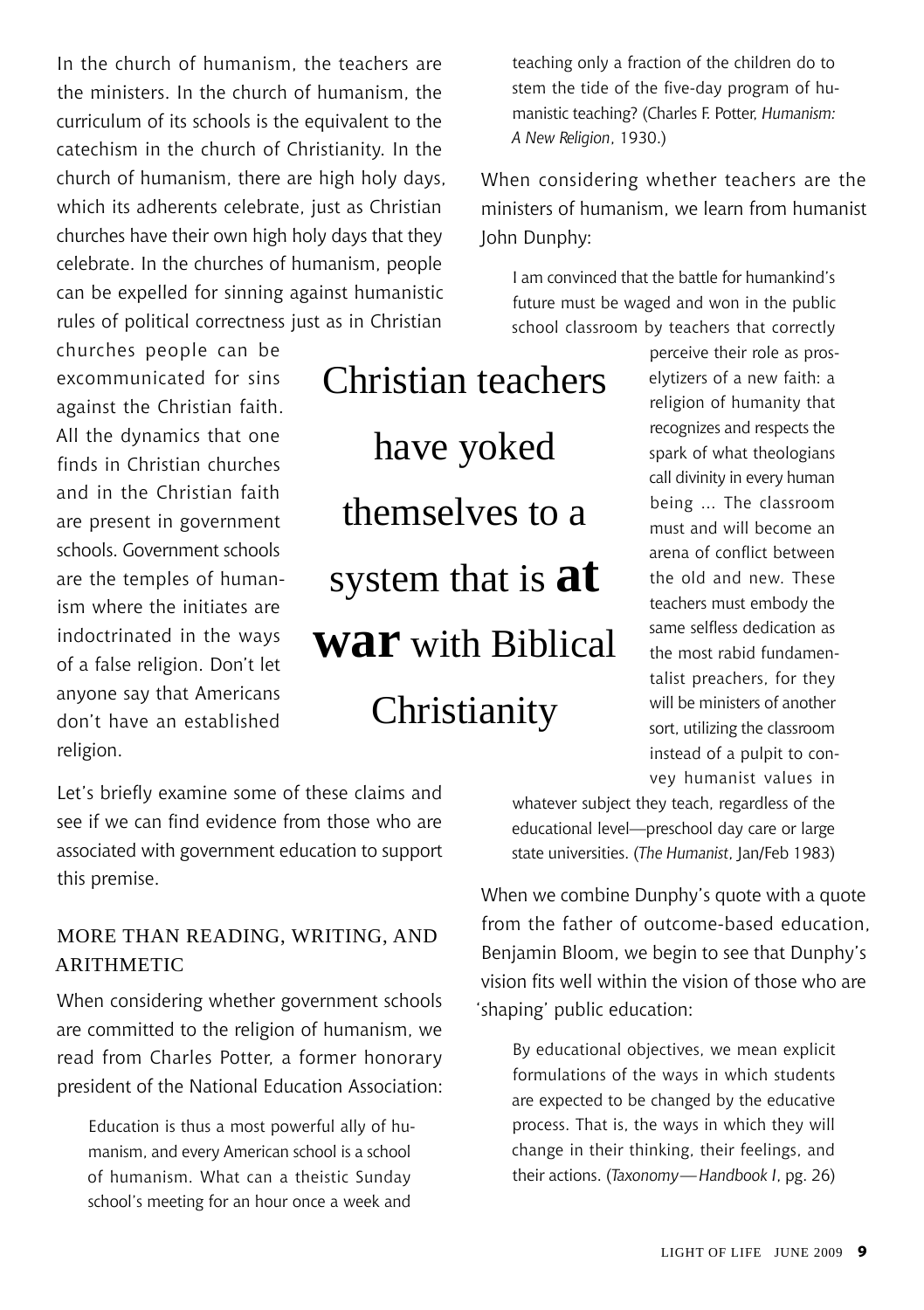In the church of humanism, the teachers are the ministers. In the church of humanism, the curriculum of its schools is the equivalent to the catechism in the church of Christianity. In the church of humanism, there are high holy days, which its adherents celebrate, just as Christian churches have their own high holy days that they celebrate. In the churches of humanism, people can be expelled for sinning against humanistic rules of political correctness just as in Christian churches people can be excommunicated for sins against the Christian faith. All the dynamics that one finds in Christian churches and in the Christian faith are present in government schools. Government schools are the temples of humanism where the initiates are indoctrinated in the ways of a false religion. Don't let anyone say that Americans don't have an established religion.

> Christian teachers have yoked themselves to a system that is **at war** with Biblical Christianity

Let's briefly examine some of these claims and see if we can find evidence from those who are associated with government education to support this premise.

## MORE THAN READING, WRITING, AND ARITHMETIC

When considering whether government schools are committed to the religion of humanism, we read from Charles Potter, a former honorary president of the National Education Association:

> Education is thus a most powerful ally of humanism, and every American school is a school of humanism. What can a theistic Sunday school's meeting for an hour once a week and teaching only a fraction of the children do to stem the tide of the five-day program of humanistic teaching? (Charles F. Potter, *Humanism: A New Religion*, 1930.)

When considering whether teachers are the ministers of humanism, we learn from humanist John Dunphy:

> I am convinced that the battle for humankind's future must be waged and won in the public school classroom by teachers that correctly perceive their role as proselytizers of a new faith: a religion of humanity that recognizes and respects the spark of what theologians call divinity in every human being ... The classroom must and will become an arena of conflict between the old and new. These teachers must embody the same selfless dedication as the most rabid fundamentalist preachers, for they will be ministers of another sort, utilizing the classroom instead of a pulpit to convey humanist values in whatever subject they teach, regardless of the educational level—preschool day care or large state universities. (*The Humanist*, Jan/Feb 1983)

When we combine Dunphy's quote with a quote from the father of outcome-based education, Benjamin Bloom, we begin to see that Dunphy's vision fits well within the vision of those who are 'shaping' public education:

> By educational objectives, we mean explicit formulations of the ways in which students are expected to be changed by the educative process. That is, the ways in which they will change in their thinking, their feelings, and their actions. (*Taxonomy—Handbook I*, pg. 26)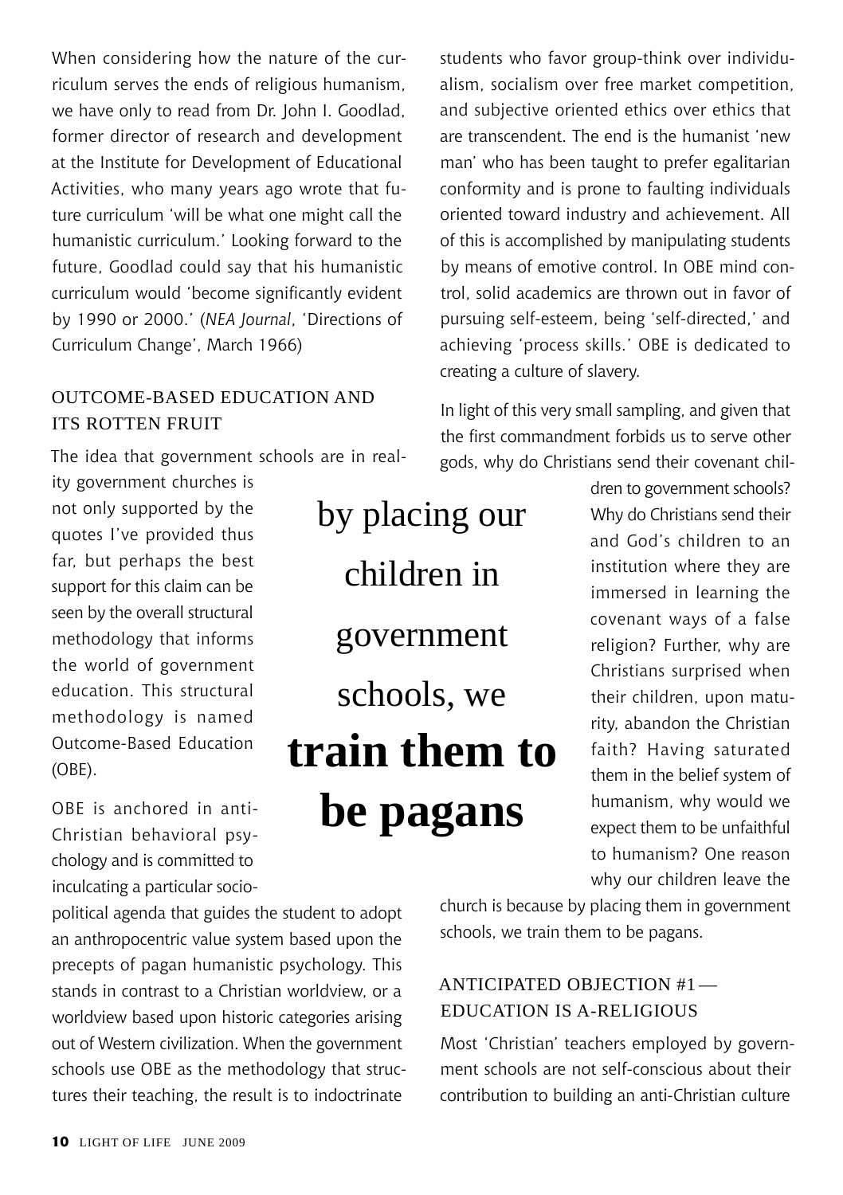When considering how the nature of the curriculum serves the ends of religious humanism, we have only to read from Dr. John I. Goodlad, former director of research and development at the Institute for Development of Educational Activities, who many years ago wrote that future curriculum 'will be what one might call the humanistic curriculum.' Looking forward to the future, Goodlad could say that his humanistic curriculum would 'become significantly evident by 1990 or 2000.' (*NEA Journal*, 'Directions of Curriculum Change', March 1966)

## OUTCOME-BASED EDUCATION AND ITS ROTTEN FRUIT

The idea that government schools are in reality government churches is not only supported by the quotes I've provided thus far, but perhaps the best support for this claim can be seen by the overall structural methodology that informs the world of government education. This structural methodology is named Outcome-Based Education (OBE).

> by placing our children in government schools, we **train them to be pagans**

OBE is anchored in anti-Christian behavioral psychology and is committed to inculcating a particular socio-political agenda that guides the student to adopt an anthropocentric value system based upon the precepts of pagan humanistic psychology. This stands in contrast to a Christian worldview, or a worldview based upon historic categories arising out of Western civilization. When the government schools use OBE as the methodology that structures their teaching, the result is to indoctrinate students who favor group-think over individualism, socialism over free market competition, and subjective oriented ethics over ethics that are transcendent. The end is the humanist 'new man' who has been taught to prefer egalitarian conformity and is prone to faulting individuals oriented toward industry and achievement. All of this is accomplished by manipulating students by means of emotive control. In OBE mind control, solid academics are thrown out in favor of pursuing self-esteem, being 'self-directed,' and achieving 'process skills.' OBE is dedicated to creating a culture of slavery.

In light of this very small sampling, and given that the first commandment forbids us to serve other gods, why do Christians send their covenant children to government schools? Why do Christians send their and God's children to an institution where they are immersed in learning the covenant ways of a false religion? Further, why are Christians surprised when their children, upon maturity, abandon the Christian faith? Having saturated them in the belief system of humanism, why would we expect them to be unfaithful to humanism? One reason why our children leave the church is because by placing them in government schools, we train them to be pagans.

## ANTICIPATED OBJECTION #1 — EDUCATION IS A-RELIGIOUS

Most 'Christian' teachers employed by government schools are not self-conscious about their contribution to building an anti-Christian culture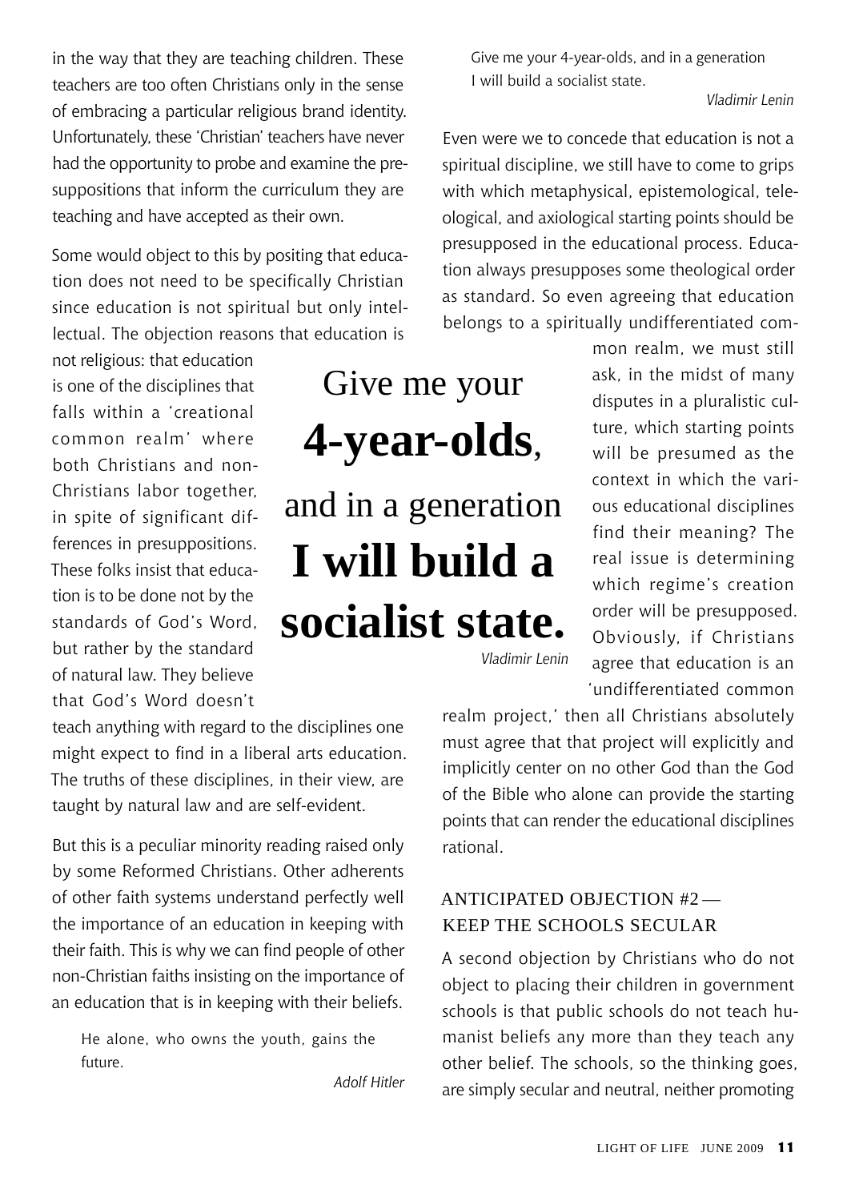in the way that they are teaching children. These teachers are too often Christians only in the sense of embracing a particular religious brand identity. Unfortunately, these 'Christian' teachers have never had the opportunity to probe and examine the presuppositions that inform the curriculum they are teaching and have accepted as their own.

Some would object to this by positing that education does not need to be specifically Christian since education is not spiritual but only intellectual. The objection reasons that education is not religious: that education is one of the disciplines that falls within a 'creational common realm' where both Christians and non-Christians labor together, in spite of significant differences in presuppositions. These folks insist that education is to be done not by the standards of God's Word, but rather by the standard of natural law. They believe that God's Word doesn't teach anything with regard to the disciplines one might expect to find in a liberal arts education. The truths of these disciplines, in their view, are taught by natural law and are self-evident.

But this is a peculiar minority reading raised only by some Reformed Christians. Other adherents of other faith systems understand perfectly well the importance of an education in keeping with their faith. This is why we can find people of other non-Christian faiths insisting on the importance of an education that is in keeping with their beliefs.

> He alone, who owns the youth, gains the future.
>
> *Adolf Hitler*

> Give me your 4-year-olds, and in a generation I will build a socialist state.
>
> *Vladimir Lenin*

Even were we to concede that education is not a spiritual discipline, we still have to come to grips with which metaphysical, epistemological, teleological, and axiological starting points should be presupposed in the educational process. Education always presupposes some theological order as standard. So even agreeing that education belongs to a spiritually undifferentiated common realm, we must still ask, in the midst of many disputes in a pluralistic culture, which starting points will be presumed as the context in which the various educational disciplines find their meaning? The real issue is determining which regime's creation order will be presupposed. Obviously, if Christians agree that education is an 'undifferentiated common realm project,' then all Christians absolutely must agree that that project will explicitly and implicitly center on no other God than the God of the Bible who alone can provide the starting points that can render the educational disciplines rational.

> Give me your **4-year-olds**, and in a generation **I will build a socialist state.**
>
> *Vladimir Lenin*

### ANTICIPATED OBJECTION #2 — KEEP THE SCHOOLS SECULAR

A second objection by Christians who do not object to placing their children in government schools is that public schools do not teach humanist beliefs any more than they teach any other belief. The schools, so the thinking goes, are simply secular and neutral, neither promoting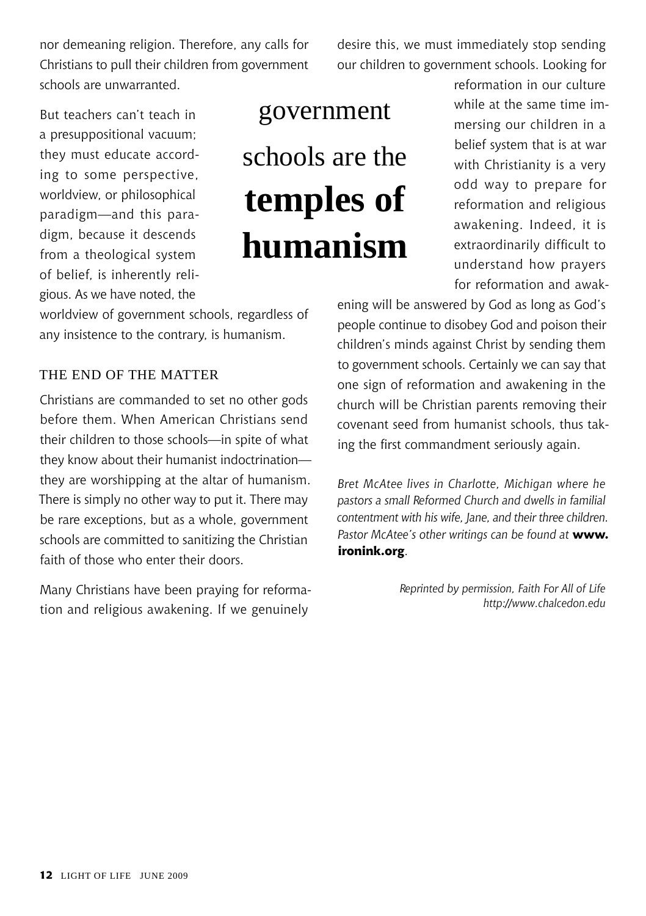nor demeaning religion. Therefore, any calls for Christians to pull their children from government schools are unwarranted.

But teachers can't teach in a presuppositional vacuum; they must educate according to some perspective, worldview, or philosophical paradigm—and this paradigm, because it descends from a theological system of belief, is inherently religious. As we have noted, the worldview of government schools, regardless of any insistence to the contrary, is humanism.

> government schools are the **temples of humanism**

### THE END OF THE MATTER

Christians are commanded to set no other gods before them. When American Christians send their children to those schools—in spite of what they know about their humanist indoctrination—they are worshipping at the altar of humanism. There is simply no other way to put it. There may be rare exceptions, but as a whole, government schools are committed to sanitizing the Christian faith of those who enter their doors.

Many Christians have been praying for reformation and religious awakening. If we genuinely desire this, we must immediately stop sending our children to government schools. Looking for reformation in our culture while at the same time immersing our children in a belief system that is at war with Christianity is a very odd way to prepare for reformation and religious awakening. Indeed, it is extraordinarily difficult to understand how prayers for reformation and awakening will be answered by God as long as God's people continue to disobey God and poison their children's minds against Christ by sending them to government schools. Certainly we can say that one sign of reformation and awakening in the church will be Christian parents removing their covenant seed from humanist schools, thus taking the first commandment seriously again.

*Bret McAtee lives in Charlotte, Michigan where he pastors a small Reformed Church and dwells in familial contentment with his wife, Jane, and their three children. Pastor McAtee's other writings can be found at* **www.ironink.org**.

*Reprinted by permission, Faith For All of Life http://www.chalcedon.edu*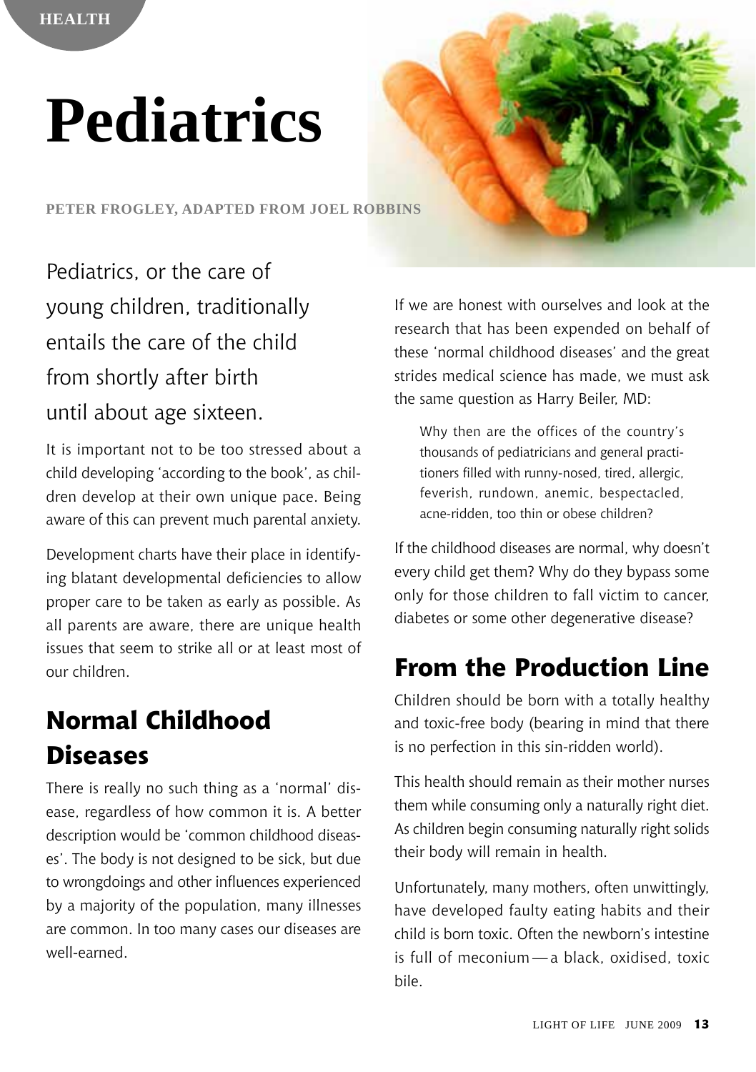# Pediatrics

**PETER FROGLEY, ADAPTED FROM JOEL ROBBINS**

Pediatrics, or the care of young children, traditionally entails the care of the child from shortly after birth until about age sixteen.

It is important not to be too stressed about a child developing 'according to the book', as children develop at their own unique pace. Being aware of this can prevent much parental anxiety.

Development charts have their place in identifying blatant developmental deficiencies to allow proper care to be taken as early as possible. As all parents are aware, there are unique health issues that seem to strike all or at least most of our children.

## Normal Childhood Diseases

There is really no such thing as a 'normal' disease, regardless of how common it is. A better description would be 'common childhood diseases'. The body is not designed to be sick, but due to wrongdoings and other influences experienced by a majority of the population, many illnesses are common. In too many cases our diseases are well-earned.

If we are honest with ourselves and look at the research that has been expended on behalf of these 'normal childhood diseases' and the great strides medical science has made, we must ask the same question as Harry Beiler, MD:

> Why then are the offices of the country's thousands of pediatricians and general practitioners filled with runny-nosed, tired, allergic, feverish, rundown, anemic, bespectacled, acne-ridden, too thin or obese children?

If the childhood diseases are normal, why doesn't every child get them? Why do they bypass some only for those children to fall victim to cancer, diabetes or some other degenerative disease?

## From the Production Line

Children should be born with a totally healthy and toxic-free body (bearing in mind that there is no perfection in this sin-ridden world).

This health should remain as their mother nurses them while consuming only a naturally right diet. As children begin consuming naturally right solids their body will remain in health.

Unfortunately, many mothers, often unwittingly, have developed faulty eating habits and their child is born toxic. Often the newborn's intestine is full of meconium — a black, oxidised, toxic bile.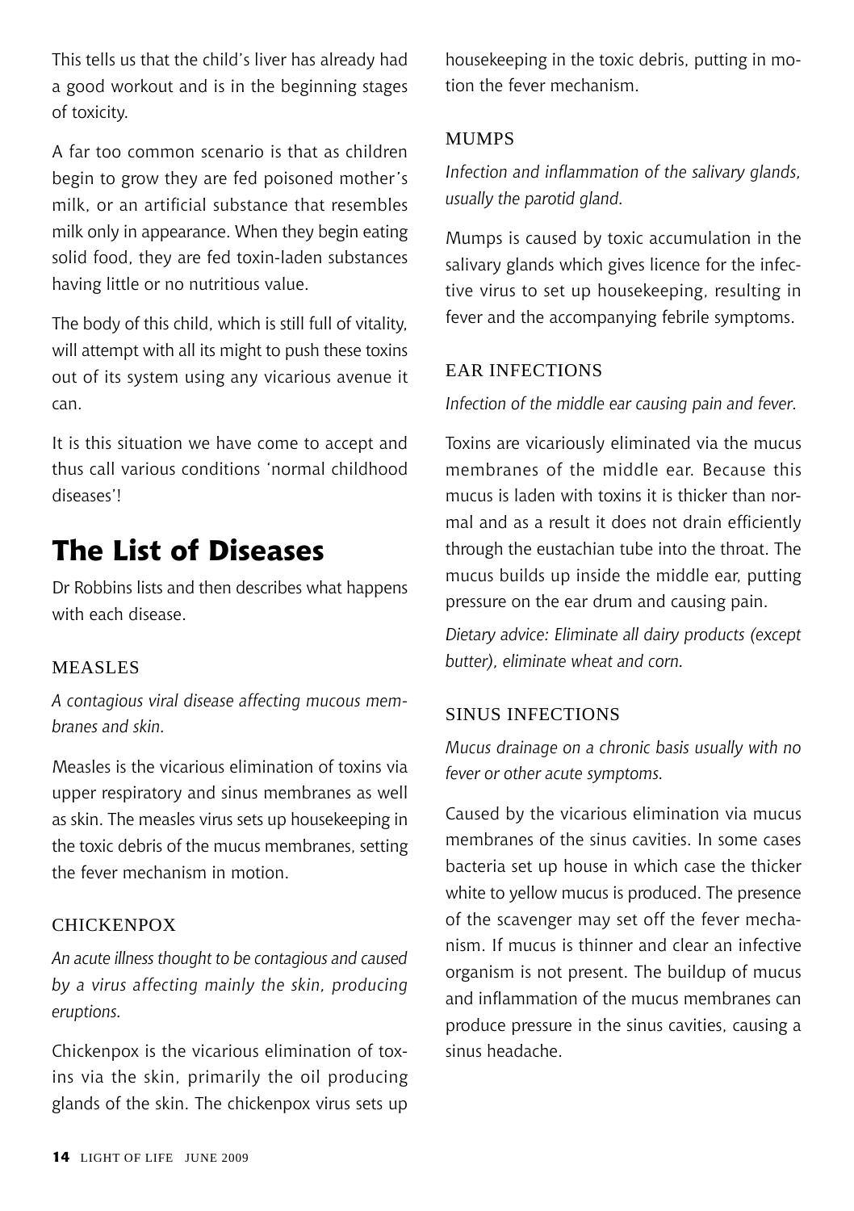This tells us that the child's liver has already had a good workout and is in the beginning stages of toxicity.

A far too common scenario is that as children begin to grow they are fed poisoned mother's milk, or an artificial substance that resembles milk only in appearance. When they begin eating solid food, they are fed toxin-laden substances having little or no nutritious value.

The body of this child, which is still full of vitality, will attempt with all its might to push these toxins out of its system using any vicarious avenue it can.

It is this situation we have come to accept and thus call various conditions 'normal childhood diseases'!

## The List of Diseases

Dr Robbins lists and then describes what happens with each disease.

### MEASLES

*A contagious viral disease affecting mucous membranes and skin.*

Measles is the vicarious elimination of toxins via upper respiratory and sinus membranes as well as skin. The measles virus sets up housekeeping in the toxic debris of the mucus membranes, setting the fever mechanism in motion.

### CHICKENPOX

*An acute illness thought to be contagious and caused by a virus affecting mainly the skin, producing eruptions.*

Chickenpox is the vicarious elimination of toxins via the skin, primarily the oil producing glands of the skin. The chickenpox virus sets up housekeeping in the toxic debris, putting in motion the fever mechanism.

### MUMPS

*Infection and inflammation of the salivary glands, usually the parotid gland.*

Mumps is caused by toxic accumulation in the salivary glands which gives licence for the infective virus to set up housekeeping, resulting in fever and the accompanying febrile symptoms.

### EAR INFECTIONS

*Infection of the middle ear causing pain and fever.*

Toxins are vicariously eliminated via the mucus membranes of the middle ear. Because this mucus is laden with toxins it is thicker than normal and as a result it does not drain efficiently through the eustachian tube into the throat. The mucus builds up inside the middle ear, putting pressure on the ear drum and causing pain.

*Dietary advice: Eliminate all dairy products (except butter), eliminate wheat and corn.*

### SINUS INFECTIONS

*Mucus drainage on a chronic basis usually with no fever or other acute symptoms.*

Caused by the vicarious elimination via mucus membranes of the sinus cavities. In some cases bacteria set up house in which case the thicker white to yellow mucus is produced. The presence of the scavenger may set off the fever mechanism. If mucus is thinner and clear an infective organism is not present. The buildup of mucus and inflammation of the mucus membranes can produce pressure in the sinus cavities, causing a sinus headache.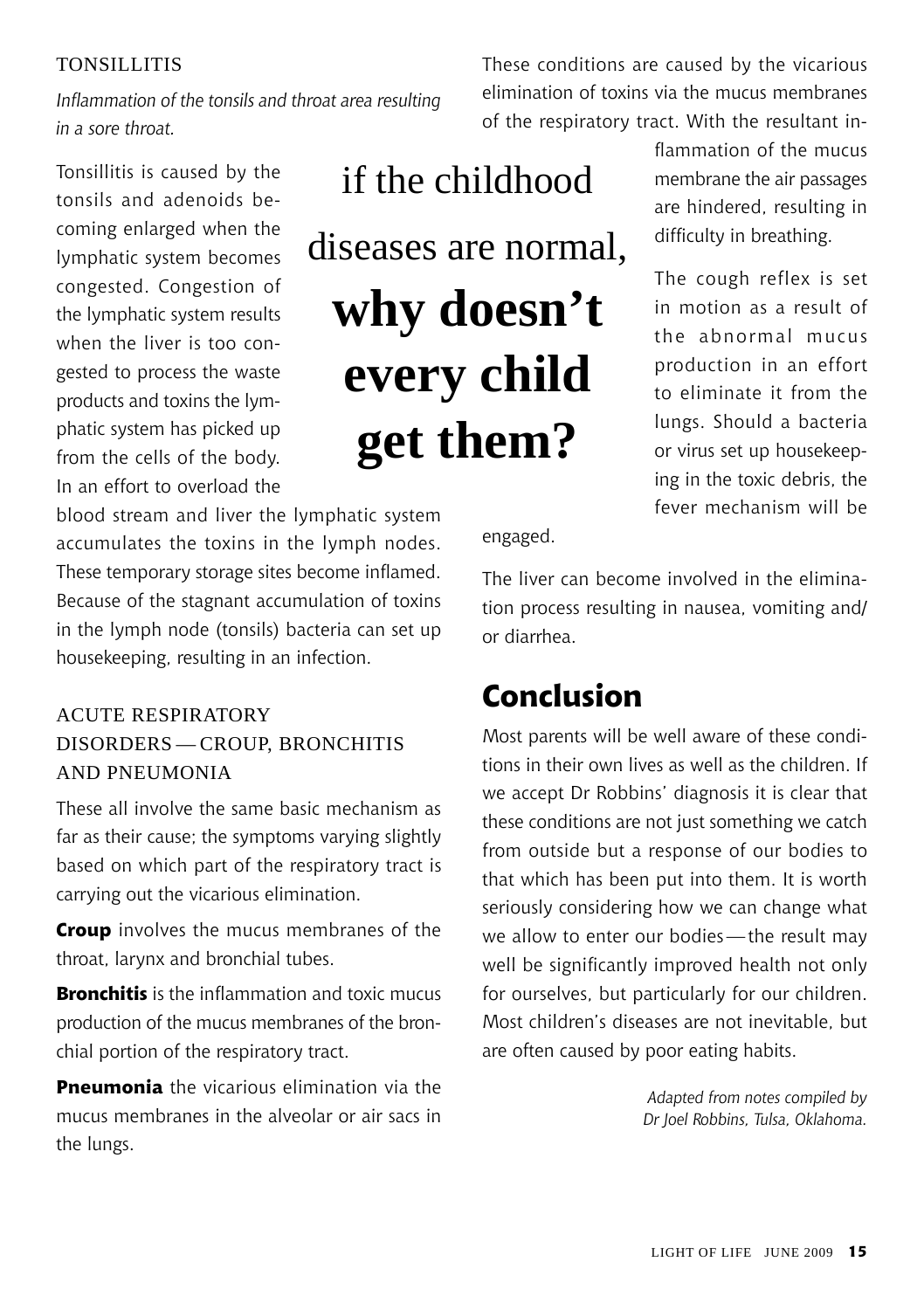### TONSILLITIS

*Inflammation of the tonsils and throat area resulting in a sore throat.*

Tonsillitis is caused by the tonsils and adenoids becoming enlarged when the lymphatic system becomes congested. Congestion of the lymphatic system results when the liver is too congested to process the waste products and toxins the lymphatic system has picked up from the cells of the body. In an effort to overload the blood stream and liver the lymphatic system accumulates the toxins in the lymph nodes. These temporary storage sites become inflamed. Because of the stagnant accumulation of toxins in the lymph node (tonsils) bacteria can set up housekeeping, resulting in an infection.

> if the childhood diseases are normal, **why doesn't every child get them?**

### ACUTE RESPIRATORY DISORDERS — CROUP, BRONCHITIS AND PNEUMONIA

These all involve the same basic mechanism as far as their cause; the symptoms varying slightly based on which part of the respiratory tract is carrying out the vicarious elimination.

**Croup** involves the mucus membranes of the throat, larynx and bronchial tubes.

**Bronchitis** is the inflammation and toxic mucus production of the mucus membranes of the bronchial portion of the respiratory tract.

**Pneumonia** the vicarious elimination via the mucus membranes in the alveolar or air sacs in the lungs.

These conditions are caused by the vicarious elimination of toxins via the mucus membranes of the respiratory tract. With the resultant inflammation of the mucus membrane the air passages are hindered, resulting in difficulty in breathing.

The cough reflex is set in motion as a result of the abnormal mucus production in an effort to eliminate it from the lungs. Should a bacteria or virus set up housekeeping in the toxic debris, the fever mechanism will be engaged.

The liver can become involved in the elimination process resulting in nausea, vomiting and/or diarrhea.

## Conclusion

Most parents will be well aware of these conditions in their own lives as well as the children. If we accept Dr Robbins' diagnosis it is clear that these conditions are not just something we catch from outside but a response of our bodies to that which has been put into them. It is worth seriously considering how we can change what we allow to enter our bodies — the result may well be significantly improved health not only for ourselves, but particularly for our children. Most children's diseases are not inevitable, but are often caused by poor eating habits.

*Adapted from notes compiled by Dr Joel Robbins, Tulsa, Oklahoma.*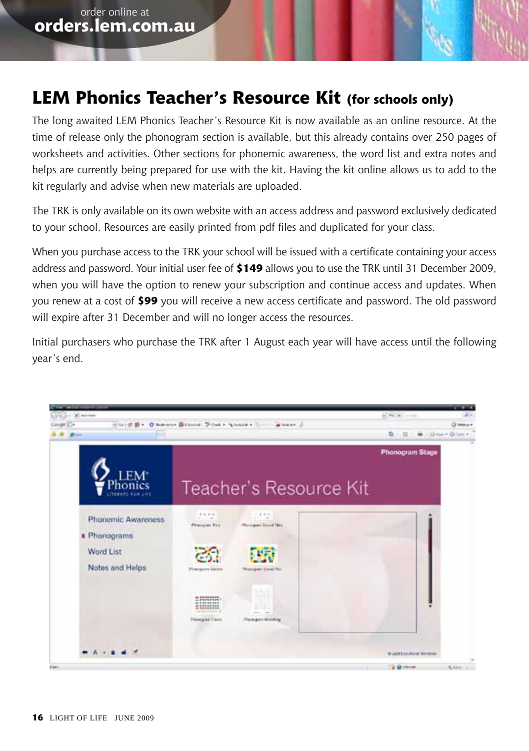order online at **orders.lem.com.au**

# LEM Phonics Teacher's Resource Kit (for schools only)

The long awaited LEM Phonics Teacher's Resource Kit is now available as an online resource. At the time of release only the phonogram section is available, but this already contains over 250 pages of worksheets and activities. Other sections for phonemic awareness, the word list and extra notes and helps are currently being prepared for use with the kit. Having the kit online allows us to add to the kit regularly and advise when new materials are uploaded.

The TRK is only available on its own website with an access address and password exclusively dedicated to your school. Resources are easily printed from pdf files and duplicated for your class.

When you purchase access to the TRK your school will be issued with a certificate containing your access address and password. Your initial user fee of **$149** allows you to use the TRK until 31 December 2009, when you will have the option to renew your subscription and continue access and updates. When you renew at a cost of **$99** you will receive a new access certificate and password. The old password will expire after 31 December and will no longer access the resources.

Initial purchasers who purchase the TRK after 1 August each year will have access until the following year's end.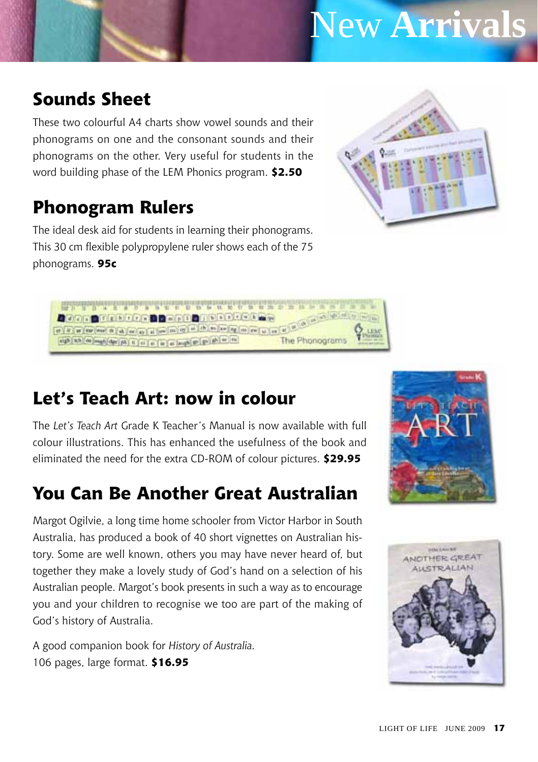# New Arrivals

## Sounds Sheet

These two colourful A4 charts show vowel sounds and their phonograms on one and the consonant sounds and their phonograms on the other. Very useful for students in the word building phase of the LEM Phonics program. **$2.50**

## Phonogram Rulers

The ideal desk aid for students in learning their phonograms. This 30 cm flexible polypropylene ruler shows each of the 75 phonograms. **95c**

## Let's Teach Art: now in colour

The *Let's Teach Art* Grade K Teacher's Manual is now available with full colour illustrations. This has enhanced the usefulness of the book and eliminated the need for the extra CD-ROM of colour pictures. **$29.95**

## You Can Be Another Great Australian

Margot Ogilvie, a long time home schooler from Victor Harbor in South Australia, has produced a book of 40 short vignettes on Australian history. Some are well known, others you may have never heard of, but together they make a lovely study of God's hand on a selection of his Australian people. Margot's book presents in such a way as to encourage you and your children to recognise we too are part of the making of God's history of Australia.

A good companion book for *History of Australia*.
106 pages, large format. **$16.95**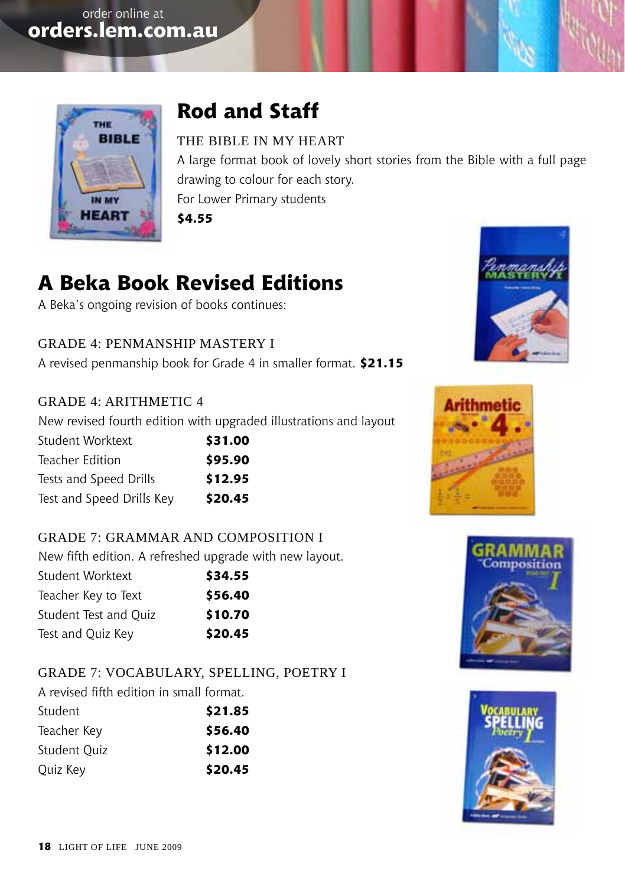order online at
**orders.lem.com.au**

## Rod and Staff

THE BIBLE IN MY HEART

A large format book of lovely short stories from the Bible with a full page drawing to colour for each story.

For Lower Primary students

**$4.55**

## A Beka Book Revised Editions

A Beka's ongoing revision of books continues:

### GRADE 4: PENMANSHIP MASTERY I

A revised penmanship book for Grade 4 in smaller format. **$21.15**

### GRADE 4: ARITHMETIC 4

New revised fourth edition with upgraded illustrations and layout

| | |
|---|---|
| Student Worktext | **$31.00** |
| Teacher Edition | **$95.90** |
| Tests and Speed Drills | **$12.95** |
| Test and Speed Drills Key | **$20.45** |

### GRADE 7: GRAMMAR AND COMPOSITION I

New fifth edition. A refreshed upgrade with new layout.

| | |
|---|---|
| Student Worktext | **$34.55** |
| Teacher Key to Text | **$56.40** |
| Student Test and Quiz | **$10.70** |
| Test and Quiz Key | **$20.45** |

### GRADE 7: VOCABULARY, SPELLING, POETRY I

A revised fifth edition in small format.

| | |
|---|---|
| Student | **$21.85** |
| Teacher Key | **$56.40** |
| Student Quiz | **$12.00** |
| Quiz Key | **$20.45** |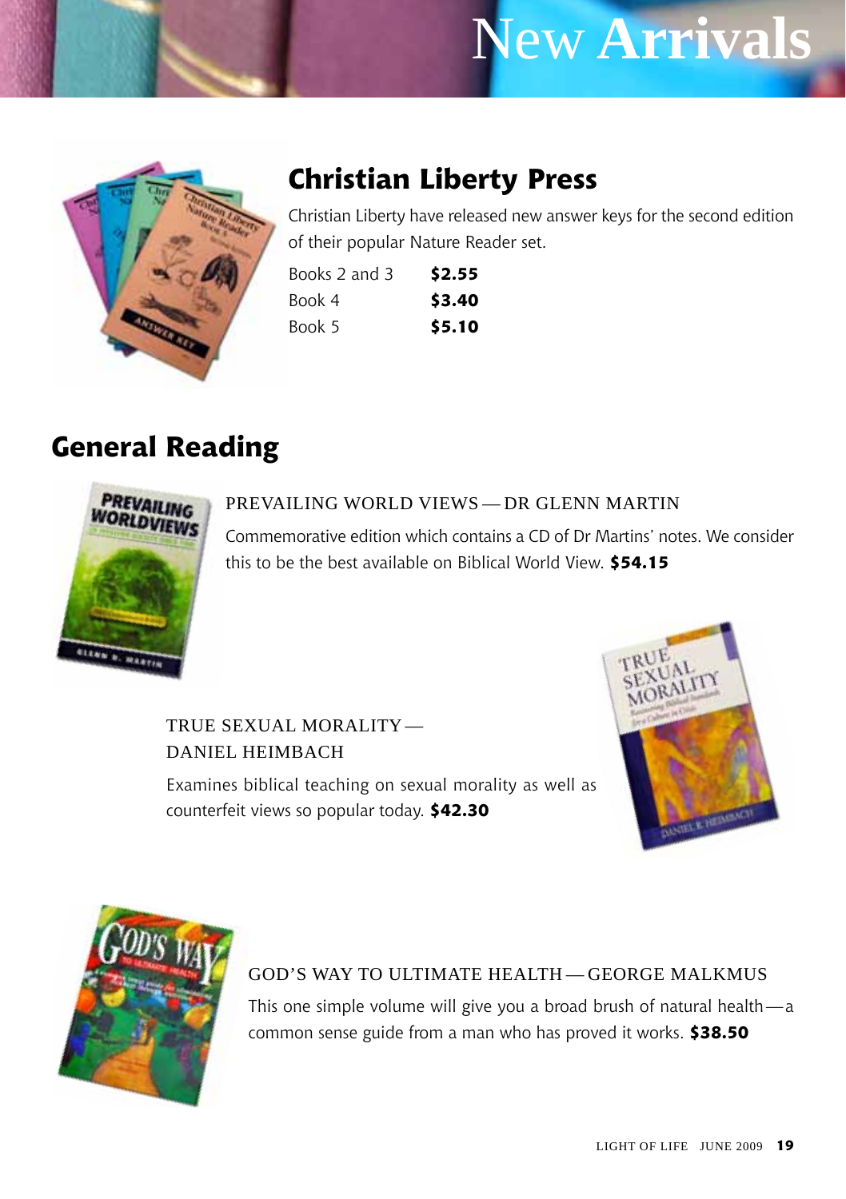# New Arrivals

## Christian Liberty Press

Christian Liberty have released new answer keys for the second edition of their popular Nature Reader set.

| | |
|---|---|
| Books 2 and 3 | **$2.55** |
| Book 4 | **$3.40** |
| Book 5 | **$5.10** |

## General Reading

PREVAILING WORLD VIEWS — DR GLENN MARTIN

Commemorative edition which contains a CD of Dr Martins' notes. We consider this to be the best available on Biblical World View. **$54.15**

TRUE SEXUAL MORALITY — DANIEL HEIMBACH

Examines biblical teaching on sexual morality as well as counterfeit views so popular today. **$42.30**

GOD'S WAY TO ULTIMATE HEALTH — GEORGE MALKMUS

This one simple volume will give you a broad brush of natural health — a common sense guide from a man who has proved it works. **$38.50**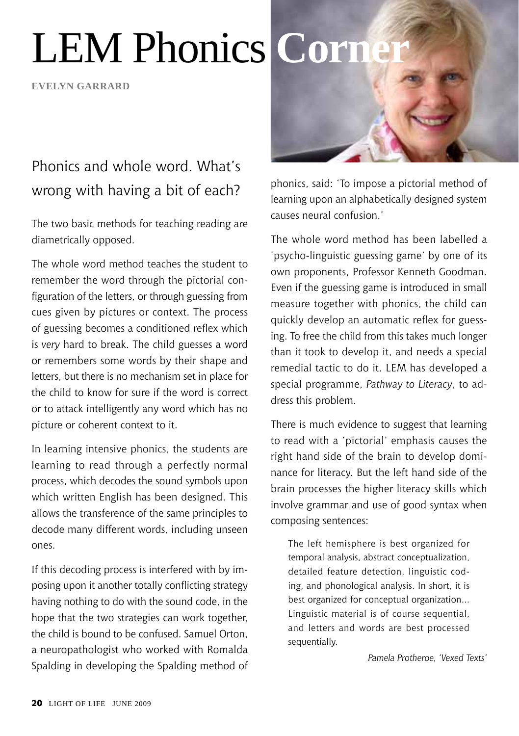# LEM Phonics Corner

**EVELYN GARRARD**

## Phonics and whole word. What's wrong with having a bit of each?

The two basic methods for teaching reading are diametrically opposed.

The whole word method teaches the student to remember the word through the pictorial configuration of the letters, or through guessing from cues given by pictures or context. The process of guessing becomes a conditioned reflex which is *very* hard to break. The child guesses a word or remembers some words by their shape and letters, but there is no mechanism set in place for the child to know for sure if the word is correct or to attack intelligently any word which has no picture or coherent context to it.

In learning intensive phonics, the students are learning to read through a perfectly normal process, which decodes the sound symbols upon which written English has been designed. This allows the transference of the same principles to decode many different words, including unseen ones.

If this decoding process is interfered with by imposing upon it another totally conflicting strategy having nothing to do with the sound code, in the hope that the two strategies can work together, the child is bound to be confused. Samuel Orton, a neuropathologist who worked with Romalda Spalding in developing the Spalding method of phonics, said: 'To impose a pictorial method of learning upon an alphabetically designed system causes neural confusion.'

The whole word method has been labelled a 'psycho-linguistic guessing game' by one of its own proponents, Professor Kenneth Goodman. Even if the guessing game is introduced in small measure together with phonics, the child can quickly develop an automatic reflex for guessing. To free the child from this takes much longer than it took to develop it, and needs a special remedial tactic to do it. LEM has developed a special programme, *Pathway to Literacy*, to address this problem.

There is much evidence to suggest that learning to read with a 'pictorial' emphasis causes the right hand side of the brain to develop dominance for literacy. But the left hand side of the brain processes the higher literacy skills which involve grammar and use of good syntax when composing sentences:

> The left hemisphere is best organized for temporal analysis, abstract conceptualization, detailed feature detection, linguistic coding, and phonological analysis. In short, it is best organized for conceptual organization... Linguistic material is of course sequential, and letters and words are best processed sequentially.
>
> *Pamela Protheroe, 'Vexed Texts'*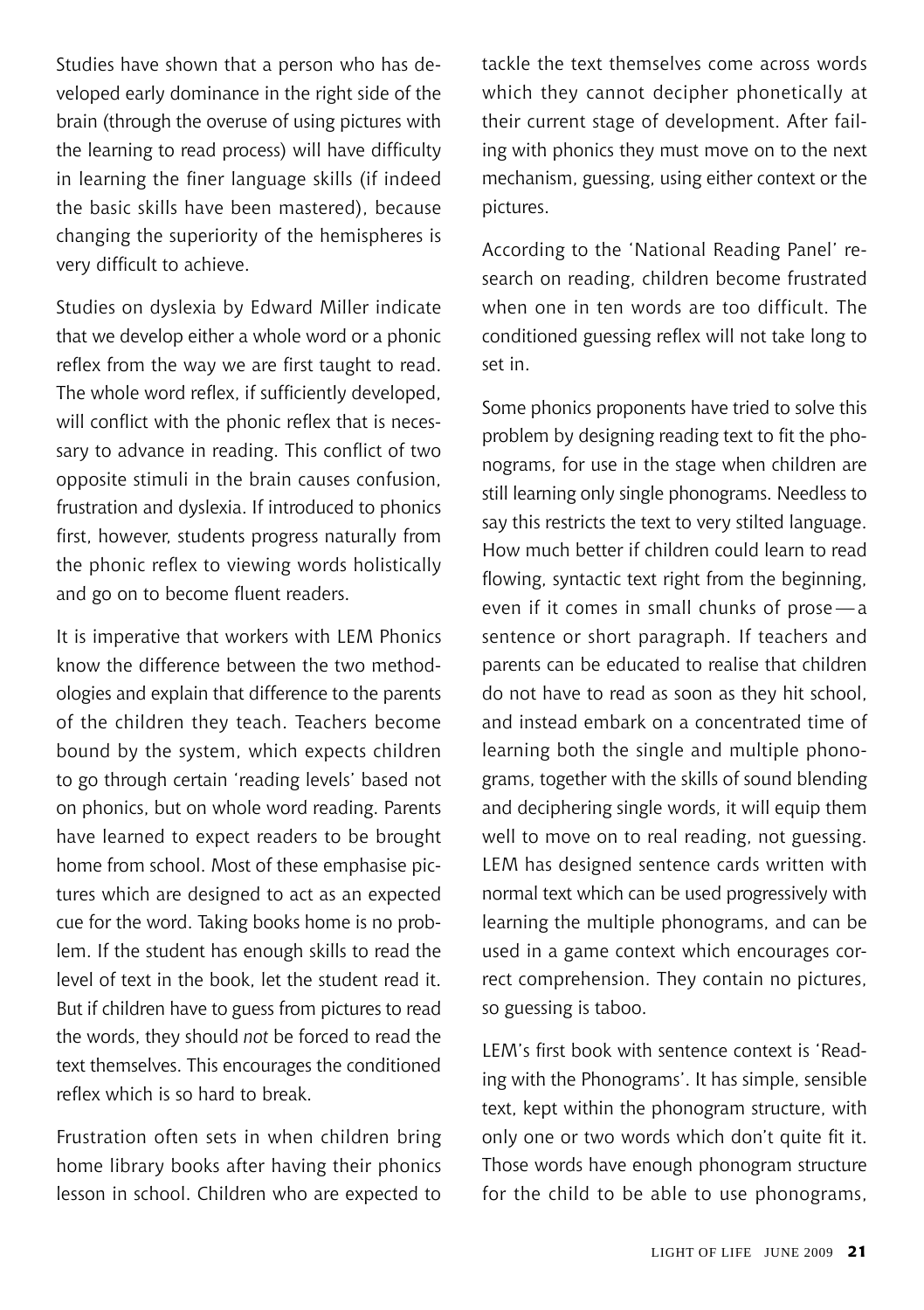Studies have shown that a person who has developed early dominance in the right side of the brain (through the overuse of using pictures with the learning to read process) will have difficulty in learning the finer language skills (if indeed the basic skills have been mastered), because changing the superiority of the hemispheres is very difficult to achieve.

Studies on dyslexia by Edward Miller indicate that we develop either a whole word or a phonic reflex from the way we are first taught to read. The whole word reflex, if sufficiently developed, will conflict with the phonic reflex that is necessary to advance in reading. This conflict of two opposite stimuli in the brain causes confusion, frustration and dyslexia. If introduced to phonics first, however, students progress naturally from the phonic reflex to viewing words holistically and go on to become fluent readers.

It is imperative that workers with LEM Phonics know the difference between the two methodologies and explain that difference to the parents of the children they teach. Teachers become bound by the system, which expects children to go through certain 'reading levels' based not on phonics, but on whole word reading. Parents have learned to expect readers to be brought home from school. Most of these emphasise pictures which are designed to act as an expected cue for the word. Taking books home is no problem. If the student has enough skills to read the level of text in the book, let the student read it. But if children have to guess from pictures to read the words, they should *not* be forced to read the text themselves. This encourages the conditioned reflex which is so hard to break.

Frustration often sets in when children bring home library books after having their phonics lesson in school. Children who are expected to tackle the text themselves come across words which they cannot decipher phonetically at their current stage of development. After failing with phonics they must move on to the next mechanism, guessing, using either context or the pictures.

According to the 'National Reading Panel' research on reading, children become frustrated when one in ten words are too difficult. The conditioned guessing reflex will not take long to set in.

Some phonics proponents have tried to solve this problem by designing reading text to fit the phonograms, for use in the stage when children are still learning only single phonograms. Needless to say this restricts the text to very stilted language. How much better if children could learn to read flowing, syntactic text right from the beginning, even if it comes in small chunks of prose — a sentence or short paragraph. If teachers and parents can be educated to realise that children do not have to read as soon as they hit school, and instead embark on a concentrated time of learning both the single and multiple phonograms, together with the skills of sound blending and deciphering single words, it will equip them well to move on to real reading, not guessing. LEM has designed sentence cards written with normal text which can be used progressively with learning the multiple phonograms, and can be used in a game context which encourages correct comprehension. They contain no pictures, so guessing is taboo.

LEM's first book with sentence context is 'Reading with the Phonograms'. It has simple, sensible text, kept within the phonogram structure, with only one or two words which don't quite fit it. Those words have enough phonogram structure for the child to be able to use phonograms,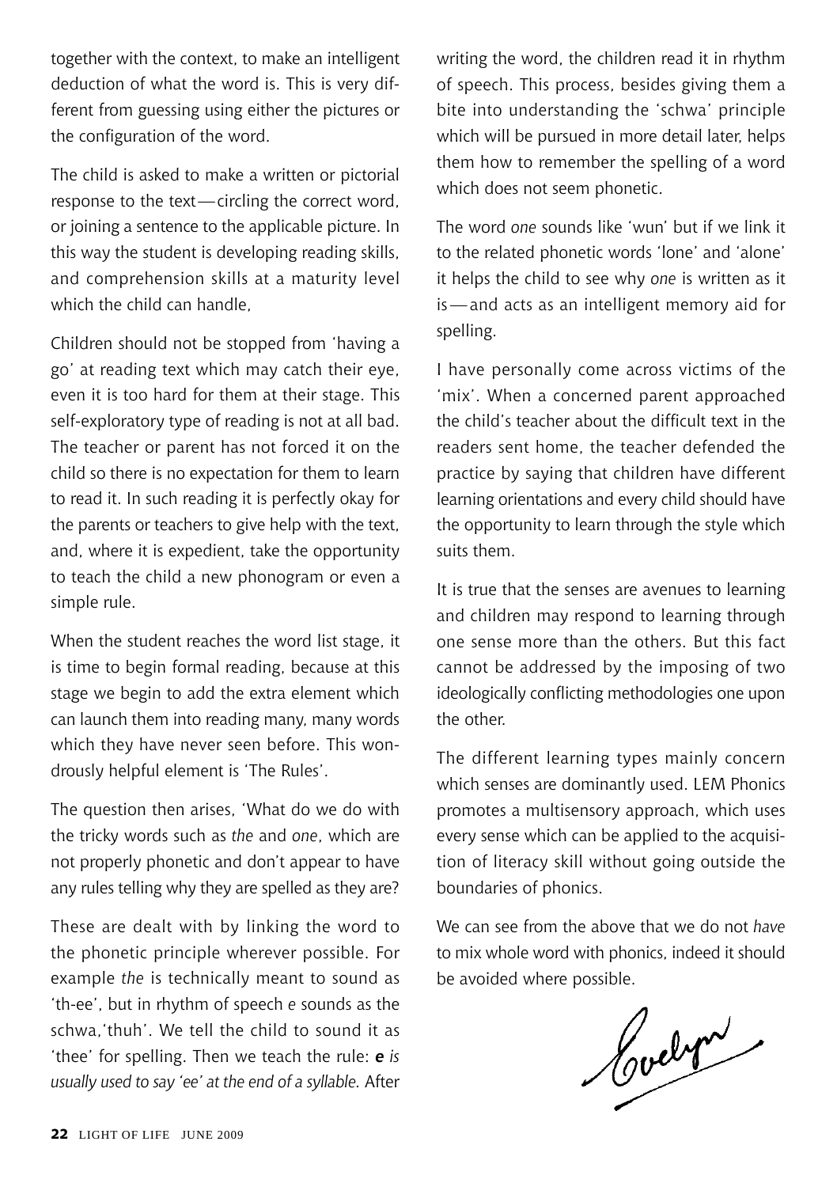together with the context, to make an intelligent deduction of what the word is. This is very different from guessing using either the pictures or the configuration of the word.

The child is asked to make a written or pictorial response to the text—circling the correct word, or joining a sentence to the applicable picture. In this way the student is developing reading skills, and comprehension skills at a maturity level which the child can handle,

Children should not be stopped from 'having a go' at reading text which may catch their eye, even it is too hard for them at their stage. This self-exploratory type of reading is not at all bad. The teacher or parent has not forced it on the child so there is no expectation for them to learn to read it. In such reading it is perfectly okay for the parents or teachers to give help with the text, and, where it is expedient, take the opportunity to teach the child a new phonogram or even a simple rule.

When the student reaches the word list stage, it is time to begin formal reading, because at this stage we begin to add the extra element which can launch them into reading many, many words which they have never seen before. This wondrously helpful element is 'The Rules'.

The question then arises, 'What do we do with the tricky words such as *the* and *one*, which are not properly phonetic and don't appear to have any rules telling why they are spelled as they are?

These are dealt with by linking the word to the phonetic principle wherever possible. For example *the* is technically meant to sound as 'th-ee', but in rhythm of speech *e* sounds as the schwa,'thuh'. We tell the child to sound it as 'thee' for spelling. Then we teach the rule: ***e*** *is usually used to say 'ee' at the end of a syllable.* After writing the word, the children read it in rhythm of speech. This process, besides giving them a bite into understanding the 'schwa' principle which will be pursued in more detail later, helps them how to remember the spelling of a word which does not seem phonetic.

The word *one* sounds like 'wun' but if we link it to the related phonetic words 'lone' and 'alone' it helps the child to see why *one* is written as it is—and acts as an intelligent memory aid for spelling.

I have personally come across victims of the 'mix'. When a concerned parent approached the child's teacher about the difficult text in the readers sent home, the teacher defended the practice by saying that children have different learning orientations and every child should have the opportunity to learn through the style which suits them.

It is true that the senses are avenues to learning and children may respond to learning through one sense more than the others. But this fact cannot be addressed by the imposing of two ideologically conflicting methodologies one upon the other.

The different learning types mainly concern which senses are dominantly used. LEM Phonics promotes a multisensory approach, which uses every sense which can be applied to the acquisition of literacy skill without going outside the boundaries of phonics.

We can see from the above that we do not *have* to mix whole word with phonics, indeed it should be avoided where possible.

Evelyn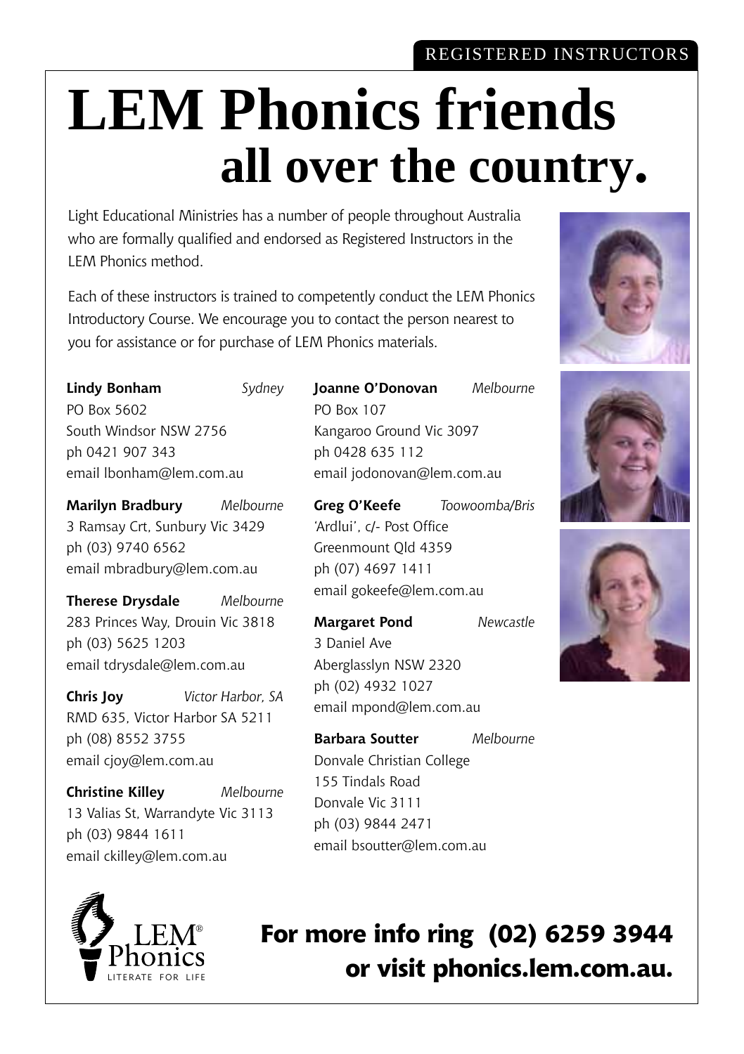REGISTERED INSTRUCTORS

# LEM Phonics friends all over the country.

Light Educational Ministries has a number of people throughout Australia who are formally qualified and endorsed as Registered Instructors in the LEM Phonics method.

Each of these instructors is trained to competently conduct the LEM Phonics Introductory Course. We encourage you to contact the person nearest to you for assistance or for purchase of LEM Phonics materials.

**Lindy Bonham** *Sydney*
PO Box 5602
South Windsor NSW 2756
ph 0421 907 343
email lbonham@lem.com.au

**Marilyn Bradbury** *Melbourne*
3 Ramsay Crt, Sunbury Vic 3429
ph (03) 9740 6562
email mbradbury@lem.com.au

**Therese Drysdale** *Melbourne*
283 Princes Way, Drouin Vic 3818
ph (03) 5625 1203
email tdrysdale@lem.com.au

**Chris Joy** *Victor Harbor, SA*
RMD 635, Victor Harbor SA 5211
ph (08) 8552 3755
email cjoy@lem.com.au

**Christine Killey** *Melbourne*
13 Valias St, Warrandyte Vic 3113
ph (03) 9844 1611
email ckilley@lem.com.au

**Joanne O'Donovan** *Melbourne*
PO Box 107
Kangaroo Ground Vic 3097
ph 0428 635 112
email jodonovan@lem.com.au

**Greg O'Keefe** *Toowoomba/Bris*
'Ardlui', c/- Post Office
Greenmount Qld 4359
ph (07) 4697 1411
email gokeefe@lem.com.au

**Margaret Pond** *Newcastle*
3 Daniel Ave
Aberglasslyn NSW 2320
ph (02) 4932 1027
email mpond@lem.com.au

**Barbara Soutter** *Melbourne*
Donvale Christian College
155 Tindals Road
Donvale Vic 3111
ph (03) 9844 2471
email bsoutter@lem.com.au

LEM® Phonics
LITERATE FOR LIFE

**For more info ring (02) 6259 3944 or visit phonics.lem.com.au.**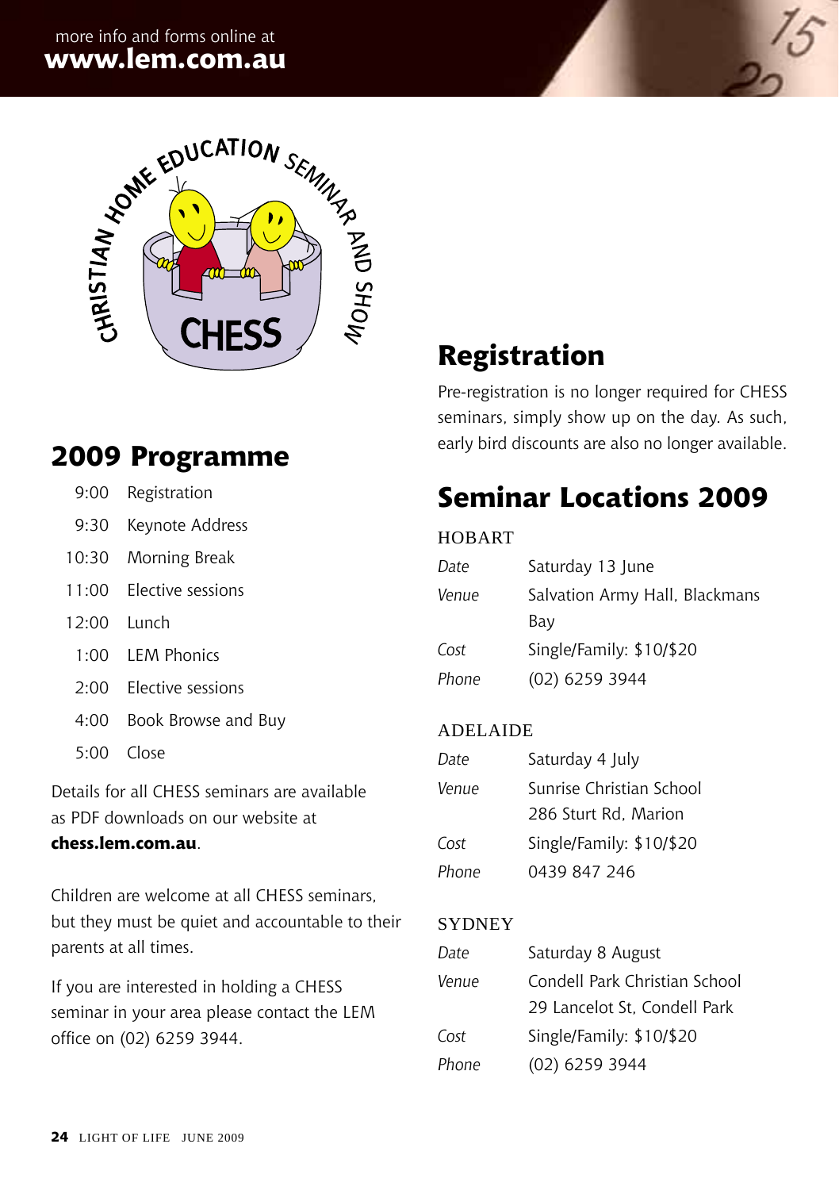more info and forms online at
**www.lem.com.au**

CHRISTIAN HOME EDUCATION SEMINAR AND SHOW

CHESS

## 2009 Programme

| | |
|---|---|
| 9:00 | Registration |
| 9:30 | Keynote Address |
| 10:30 | Morning Break |
| 11:00 | Elective sessions |
| 12:00 | Lunch |
| 1:00 | LEM Phonics |
| 2:00 | Elective sessions |
| 4:00 | Book Browse and Buy |
| 5:00 | Close |

Details for all CHESS seminars are available as PDF downloads on our website at **chess.lem.com.au**.

Children are welcome at all CHESS seminars, but they must be quiet and accountable to their parents at all times.

If you are interested in holding a CHESS seminar in your area please contact the LEM office on (02) 6259 3944.

## Registration

Pre-registration is no longer required for CHESS seminars, simply show up on the day. As such, early bird discounts are also no longer available.

## Seminar Locations 2009

### HOBART

| | |
|---|---|
| *Date* | Saturday 13 June |
| *Venue* | Salvation Army Hall, Blackmans Bay |
| *Cost* | Single/Family: $10/$20 |
| *Phone* | (02) 6259 3944 |

### ADELAIDE

| | |
|---|---|
| *Date* | Saturday 4 July |
| *Venue* | Sunrise Christian School<br>286 Sturt Rd, Marion |
| *Cost* | Single/Family: $10/$20 |
| *Phone* | 0439 847 246 |

### SYDNEY

| | |
|---|---|
| *Date* | Saturday 8 August |
| *Venue* | Condell Park Christian School<br>29 Lancelot St, Condell Park |
| *Cost* | Single/Family: $10/$20 |
| *Phone* | (02) 6259 3944 |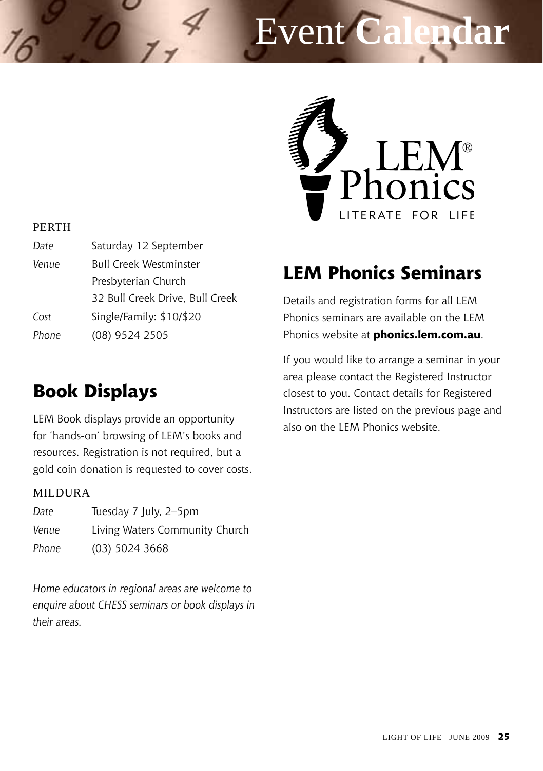# Event Calendar

PERTH

| | |
|---|---|
| *Date* | Saturday 12 September |
| *Venue* | Bull Creek Westminster Presbyterian Church 32 Bull Creek Drive, Bull Creek |
| *Cost* | Single/Family: $10/$20 |
| *Phone* | (08) 9524 2505 |

## Book Displays

LEM Book displays provide an opportunity for 'hands-on' browsing of LEM's books and resources. Registration is not required, but a gold coin donation is requested to cover costs.

MILDURA

| | |
|---|---|
| *Date* | Tuesday 7 July, 2–5pm |
| *Venue* | Living Waters Community Church |
| *Phone* | (03) 5024 3668 |

*Home educators in regional areas are welcome to enquire about CHESS seminars or book displays in their areas.*

LEM® Phonics
LITERATE FOR LIFE

## LEM Phonics Seminars

Details and registration forms for all LEM Phonics seminars are available on the LEM Phonics website at **phonics.lem.com.au**.

If you would like to arrange a seminar in your area please contact the Registered Instructor closest to you. Contact details for Registered Instructors are listed on the previous page and also on the LEM Phonics website.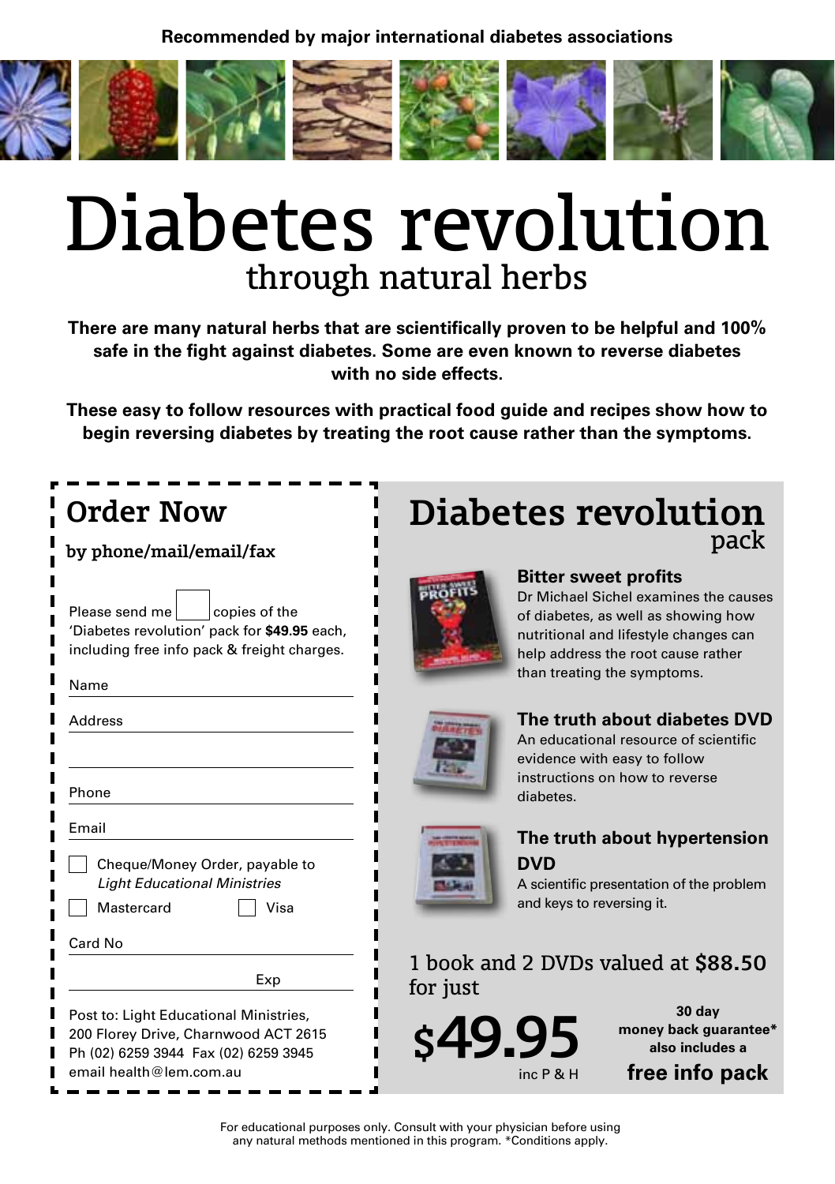Recommended by major international diabetes associations

# Diabetes revolution

## through natural herbs

**There are many natural herbs that are scientifically proven to be helpful and 100% safe in the fight against diabetes. Some are even known to reverse diabetes with no side effects.**

**These easy to follow resources with practical food guide and recipes show how to begin reversing diabetes by treating the root cause rather than the symptoms.**

## Order Now

**by phone/mail/email/fax**

Please send me ☐ copies of the 'Diabetes revolution' pack for **$49.95** each, including free info pack & freight charges.

Name

Address

Phone

Email

☐ Cheque/Money Order, payable to *Light Educational Ministries*

☐ Mastercard ☐ Visa

Card No

Exp

Post to: Light Educational Ministries, 200 Florey Drive, Charnwood ACT 2615
Ph (02) 6259 3944 Fax (02) 6259 3945
email health@lem.com.au

## Diabetes revolution pack

### Bitter sweet profits

Dr Michael Sichel examines the causes of diabetes, as well as showing how nutritional and lifestyle changes can help address the root cause rather than treating the symptoms.

### The truth about diabetes DVD

An educational resource of scientific evidence with easy to follow instructions on how to reverse diabetes.

### The truth about hypertension DVD

A scientific presentation of the problem and keys to reversing it.

1 book and 2 DVDs valued at **$88.50** for just

**$49.95** inc P & H

**30 day money back guarantee\* also includes a free info pack**

For educational purposes only. Consult with your physician before using any natural methods mentioned in this program. *Conditions apply.